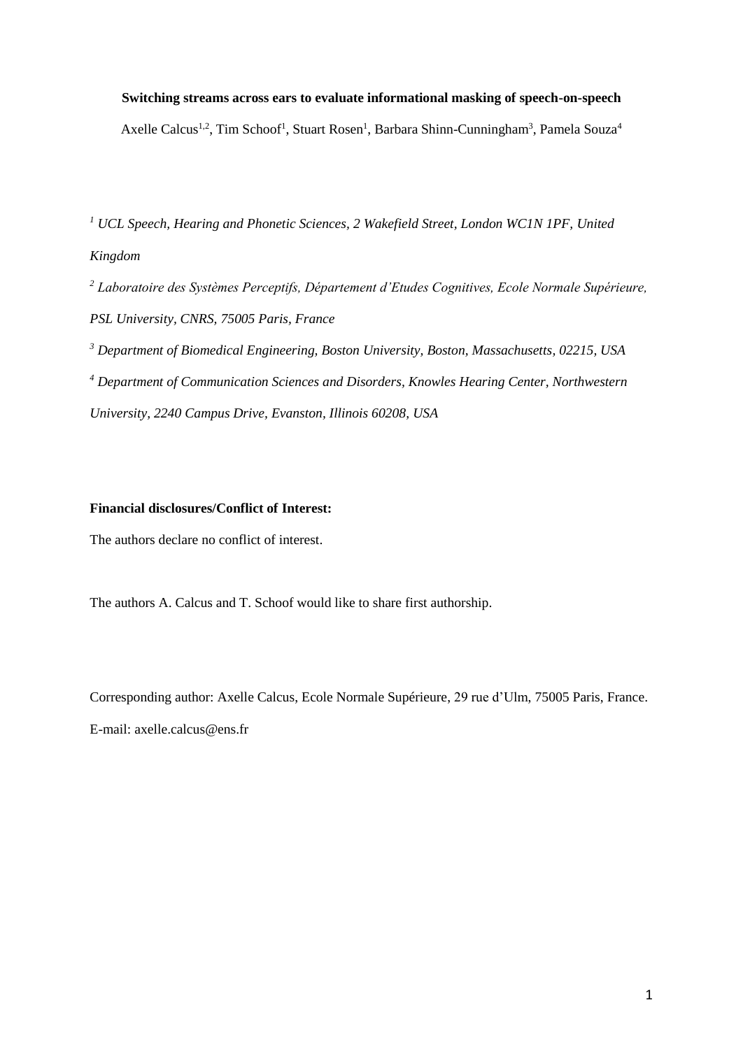**Switching streams across ears to evaluate informational masking of speech-on-speech**

Axelle Calcus[1,2], Tim Schoof[1], Stuart Rosen[1], Barbara Shinn-Cunningham[3], Pamela Souza[4]

[1] *UCL Speech, Hearing and Phonetic Sciences, 2 Wakefield Street, London WC1N 1PF, United Kingdom*

[2] *Laboratoire des Systèmes Perceptifs, Département d'Etudes Cognitives, Ecole Normale Supérieure, PSL University, CNRS, 75005 Paris, France*

[3] *Department of Biomedical Engineering, Boston University, Boston, Massachusetts, 02215, USA*

[4] *Department of Communication Sciences and Disorders, Knowles Hearing Center, Northwestern University, 2240 Campus Drive, Evanston, Illinois 60208, USA*

**Financial disclosures/Conflict of Interest:**

The authors declare no conflict of interest.

The authors A. Calcus and T. Schoof would like to share first authorship.

Corresponding author: Axelle Calcus, Ecole Normale Supérieure, 29 rue d'Ulm, 75005 Paris, France.

E-mail: axelle.calcus@ens.fr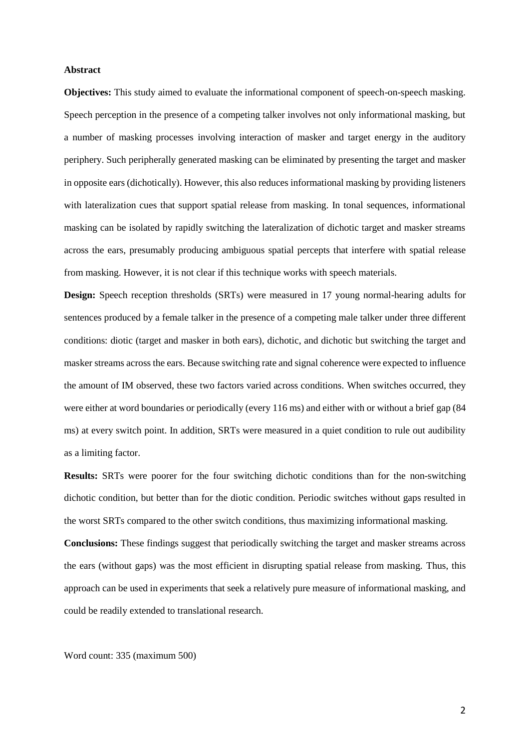## Abstract

**Objectives:** This study aimed to evaluate the informational component of speech-on-speech masking. Speech perception in the presence of a competing talker involves not only informational masking, but a number of masking processes involving interaction of masker and target energy in the auditory periphery. Such peripherally generated masking can be eliminated by presenting the target and masker in opposite ears (dichotically). However, this also reduces informational masking by providing listeners with lateralization cues that support spatial release from masking. In tonal sequences, informational masking can be isolated by rapidly switching the lateralization of dichotic target and masker streams across the ears, presumably producing ambiguous spatial percepts that interfere with spatial release from masking. However, it is not clear if this technique works with speech materials.

**Design:** Speech reception thresholds (SRTs) were measured in 17 young normal-hearing adults for sentences produced by a female talker in the presence of a competing male talker under three different conditions: diotic (target and masker in both ears), dichotic, and dichotic but switching the target and masker streams across the ears. Because switching rate and signal coherence were expected to influence the amount of IM observed, these two factors varied across conditions. When switches occurred, they were either at word boundaries or periodically (every 116 ms) and either with or without a brief gap (84 ms) at every switch point. In addition, SRTs were measured in a quiet condition to rule out audibility as a limiting factor.

**Results:** SRTs were poorer for the four switching dichotic conditions than for the non-switching dichotic condition, but better than for the diotic condition. Periodic switches without gaps resulted in the worst SRTs compared to the other switch conditions, thus maximizing informational masking.

**Conclusions:** These findings suggest that periodically switching the target and masker streams across the ears (without gaps) was the most efficient in disrupting spatial release from masking. Thus, this approach can be used in experiments that seek a relatively pure measure of informational masking, and could be readily extended to translational research.

Word count: 335 (maximum 500)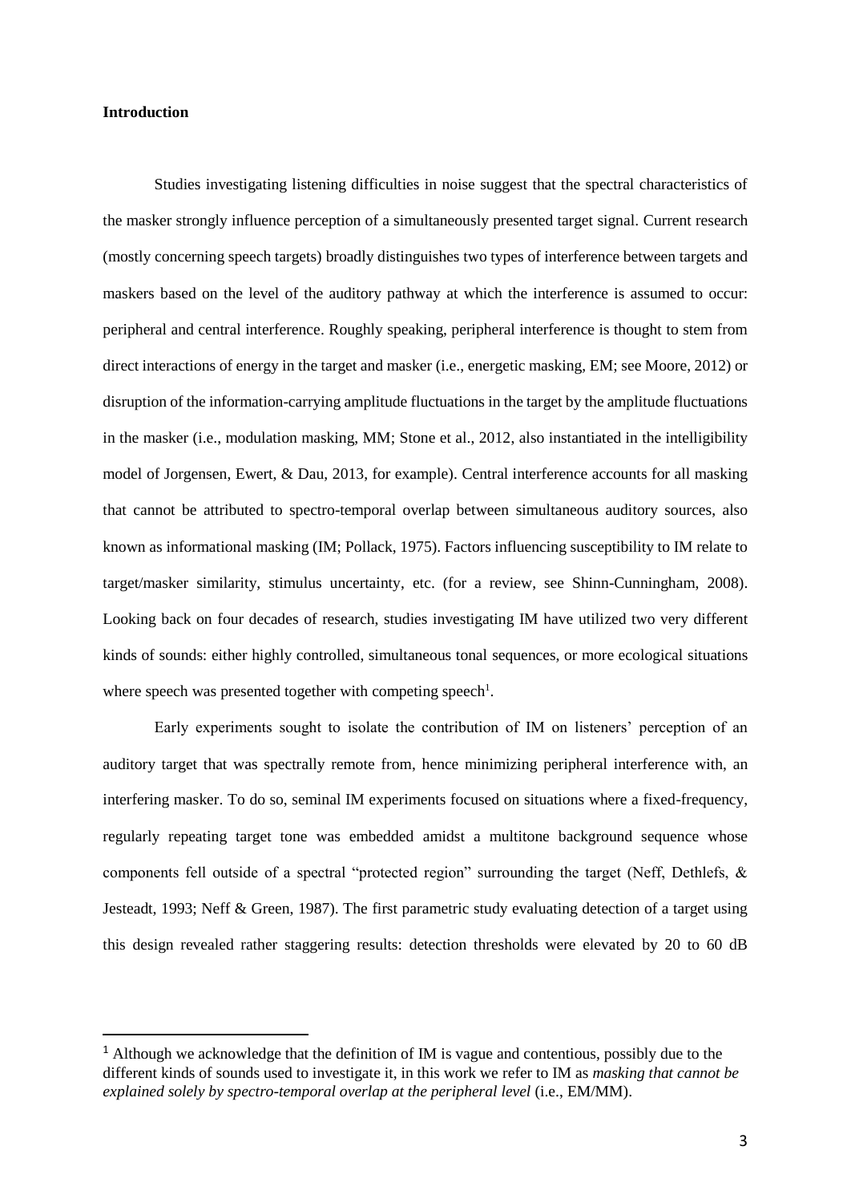**Introduction**

Studies investigating listening difficulties in noise suggest that the spectral characteristics of the masker strongly influence perception of a simultaneously presented target signal. Current research (mostly concerning speech targets) broadly distinguishes two types of interference between targets and maskers based on the level of the auditory pathway at which the interference is assumed to occur: peripheral and central interference. Roughly speaking, peripheral interference is thought to stem from direct interactions of energy in the target and masker (i.e., energetic masking, EM; see Moore, 2012) or disruption of the information-carrying amplitude fluctuations in the target by the amplitude fluctuations in the masker (i.e., modulation masking, MM; Stone et al., 2012, also instantiated in the intelligibility model of Jorgensen, Ewert, & Dau, 2013, for example). Central interference accounts for all masking that cannot be attributed to spectro-temporal overlap between simultaneous auditory sources, also known as informational masking (IM; Pollack, 1975). Factors influencing susceptibility to IM relate to target/masker similarity, stimulus uncertainty, etc. (for a review, see Shinn-Cunningham, 2008). Looking back on four decades of research, studies investigating IM have utilized two very different kinds of sounds: either highly controlled, simultaneous tonal sequences, or more ecological situations where speech was presented together with competing speech[1].

Early experiments sought to isolate the contribution of IM on listeners' perception of an auditory target that was spectrally remote from, hence minimizing peripheral interference with, an interfering masker. To do so, seminal IM experiments focused on situations where a fixed-frequency, regularly repeating target tone was embedded amidst a multitone background sequence whose components fell outside of a spectral "protected region" surrounding the target (Neff, Dethlefs, & Jesteadt, 1993; Neff & Green, 1987). The first parametric study evaluating detection of a target using this design revealed rather staggering results: detection thresholds were elevated by 20 to 60 dB

[1] Although we acknowledge that the definition of IM is vague and contentious, possibly due to the different kinds of sounds used to investigate it, in this work we refer to IM as *masking that cannot be explained solely by spectro-temporal overlap at the peripheral level* (i.e., EM/MM).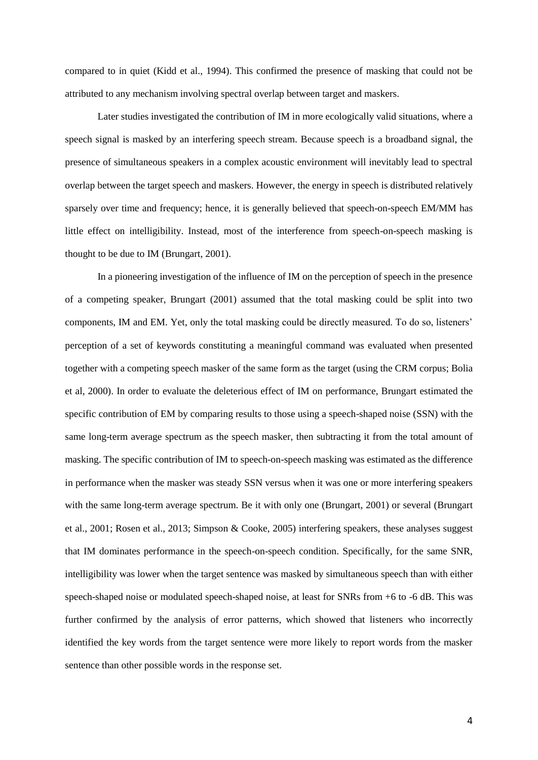compared to in quiet (Kidd et al., 1994). This confirmed the presence of masking that could not be attributed to any mechanism involving spectral overlap between target and maskers.

Later studies investigated the contribution of IM in more ecologically valid situations, where a speech signal is masked by an interfering speech stream. Because speech is a broadband signal, the presence of simultaneous speakers in a complex acoustic environment will inevitably lead to spectral overlap between the target speech and maskers. However, the energy in speech is distributed relatively sparsely over time and frequency; hence, it is generally believed that speech-on-speech EM/MM has little effect on intelligibility. Instead, most of the interference from speech-on-speech masking is thought to be due to IM (Brungart, 2001).

In a pioneering investigation of the influence of IM on the perception of speech in the presence of a competing speaker, Brungart (2001) assumed that the total masking could be split into two components, IM and EM. Yet, only the total masking could be directly measured. To do so, listeners' perception of a set of keywords constituting a meaningful command was evaluated when presented together with a competing speech masker of the same form as the target (using the CRM corpus; Bolia et al, 2000). In order to evaluate the deleterious effect of IM on performance, Brungart estimated the specific contribution of EM by comparing results to those using a speech-shaped noise (SSN) with the same long-term average spectrum as the speech masker, then subtracting it from the total amount of masking. The specific contribution of IM to speech-on-speech masking was estimated as the difference in performance when the masker was steady SSN versus when it was one or more interfering speakers with the same long-term average spectrum. Be it with only one (Brungart, 2001) or several (Brungart et al., 2001; Rosen et al., 2013; Simpson & Cooke, 2005) interfering speakers, these analyses suggest that IM dominates performance in the speech-on-speech condition. Specifically, for the same SNR, intelligibility was lower when the target sentence was masked by simultaneous speech than with either speech-shaped noise or modulated speech-shaped noise, at least for SNRs from +6 to -6 dB. This was further confirmed by the analysis of error patterns, which showed that listeners who incorrectly identified the key words from the target sentence were more likely to report words from the masker sentence than other possible words in the response set.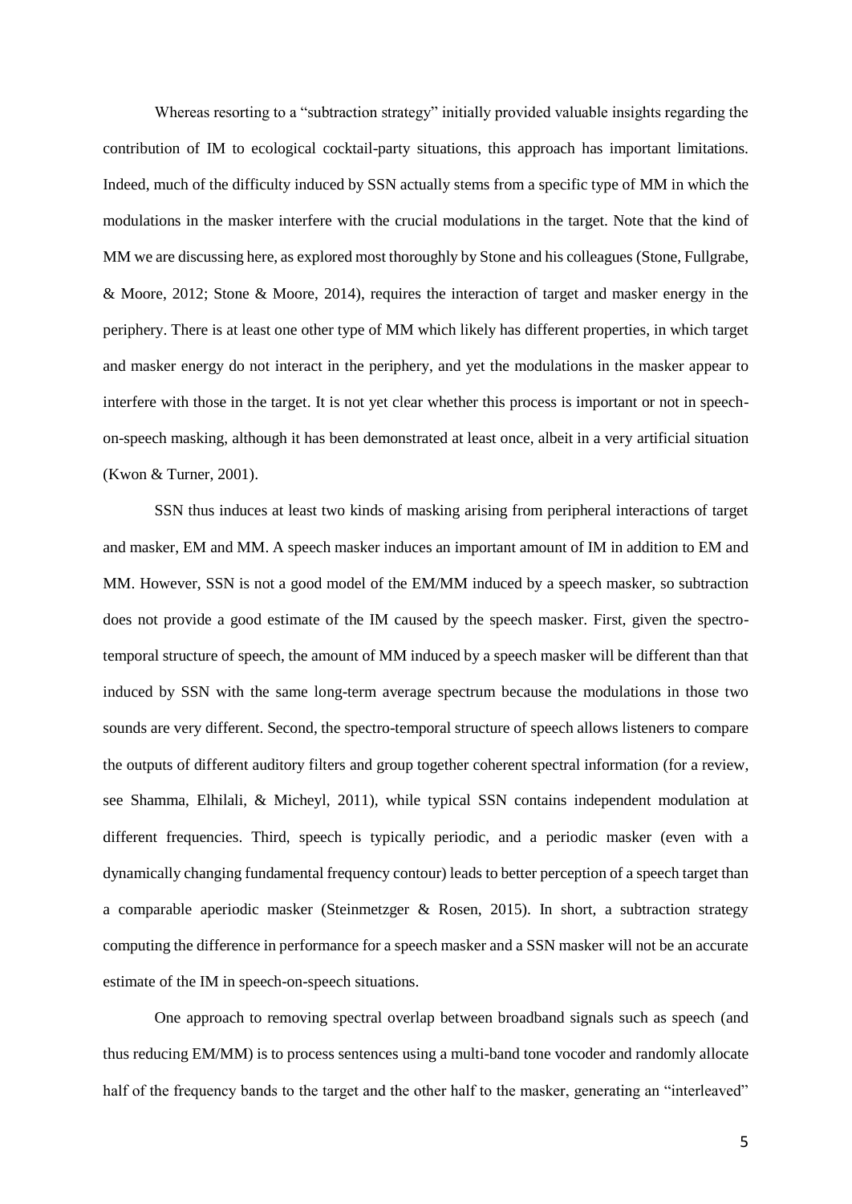Whereas resorting to a "subtraction strategy" initially provided valuable insights regarding the contribution of IM to ecological cocktail-party situations, this approach has important limitations. Indeed, much of the difficulty induced by SSN actually stems from a specific type of MM in which the modulations in the masker interfere with the crucial modulations in the target. Note that the kind of MM we are discussing here, as explored most thoroughly by Stone and his colleagues (Stone, Fullgrabe, & Moore, 2012; Stone & Moore, 2014), requires the interaction of target and masker energy in the periphery. There is at least one other type of MM which likely has different properties, in which target and masker energy do not interact in the periphery, and yet the modulations in the masker appear to interfere with those in the target. It is not yet clear whether this process is important or not in speech-on-speech masking, although it has been demonstrated at least once, albeit in a very artificial situation (Kwon & Turner, 2001).

SSN thus induces at least two kinds of masking arising from peripheral interactions of target and masker, EM and MM. A speech masker induces an important amount of IM in addition to EM and MM. However, SSN is not a good model of the EM/MM induced by a speech masker, so subtraction does not provide a good estimate of the IM caused by the speech masker. First, given the spectro-temporal structure of speech, the amount of MM induced by a speech masker will be different than that induced by SSN with the same long-term average spectrum because the modulations in those two sounds are very different. Second, the spectro-temporal structure of speech allows listeners to compare the outputs of different auditory filters and group together coherent spectral information (for a review, see Shamma, Elhilali, & Micheyl, 2011), while typical SSN contains independent modulation at different frequencies. Third, speech is typically periodic, and a periodic masker (even with a dynamically changing fundamental frequency contour) leads to better perception of a speech target than a comparable aperiodic masker (Steinmetzger & Rosen, 2015). In short, a subtraction strategy computing the difference in performance for a speech masker and a SSN masker will not be an accurate estimate of the IM in speech-on-speech situations.

One approach to removing spectral overlap between broadband signals such as speech (and thus reducing EM/MM) is to process sentences using a multi-band tone vocoder and randomly allocate half of the frequency bands to the target and the other half to the masker, generating an "interleaved"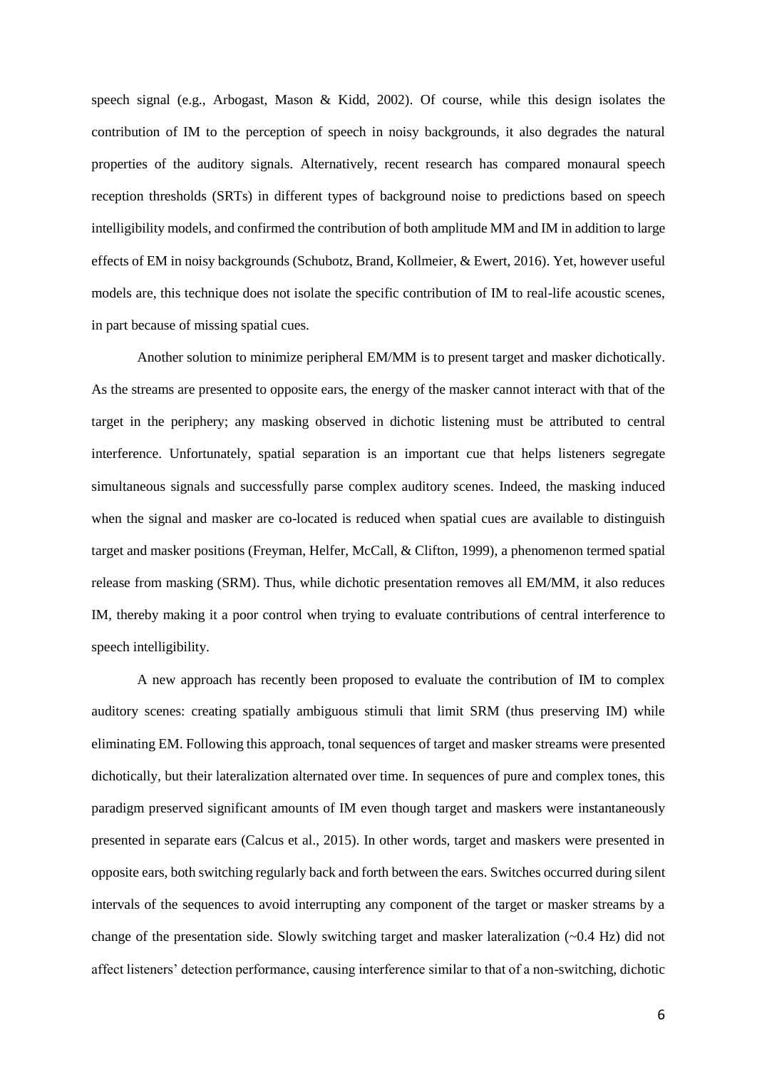speech signal (e.g., Arbogast, Mason & Kidd, 2002). Of course, while this design isolates the contribution of IM to the perception of speech in noisy backgrounds, it also degrades the natural properties of the auditory signals. Alternatively, recent research has compared monaural speech reception thresholds (SRTs) in different types of background noise to predictions based on speech intelligibility models, and confirmed the contribution of both amplitude MM and IM in addition to large effects of EM in noisy backgrounds (Schubotz, Brand, Kollmeier, & Ewert, 2016). Yet, however useful models are, this technique does not isolate the specific contribution of IM to real-life acoustic scenes, in part because of missing spatial cues.

Another solution to minimize peripheral EM/MM is to present target and masker dichotically. As the streams are presented to opposite ears, the energy of the masker cannot interact with that of the target in the periphery; any masking observed in dichotic listening must be attributed to central interference. Unfortunately, spatial separation is an important cue that helps listeners segregate simultaneous signals and successfully parse complex auditory scenes. Indeed, the masking induced when the signal and masker are co-located is reduced when spatial cues are available to distinguish target and masker positions (Freyman, Helfer, McCall, & Clifton, 1999), a phenomenon termed spatial release from masking (SRM). Thus, while dichotic presentation removes all EM/MM, it also reduces IM, thereby making it a poor control when trying to evaluate contributions of central interference to speech intelligibility.

A new approach has recently been proposed to evaluate the contribution of IM to complex auditory scenes: creating spatially ambiguous stimuli that limit SRM (thus preserving IM) while eliminating EM. Following this approach, tonal sequences of target and masker streams were presented dichotically, but their lateralization alternated over time. In sequences of pure and complex tones, this paradigm preserved significant amounts of IM even though target and maskers were instantaneously presented in separate ears (Calcus et al., 2015). In other words, target and maskers were presented in opposite ears, both switching regularly back and forth between the ears. Switches occurred during silent intervals of the sequences to avoid interrupting any component of the target or masker streams by a change of the presentation side. Slowly switching target and masker lateralization (~0.4 Hz) did not affect listeners' detection performance, causing interference similar to that of a non-switching, dichotic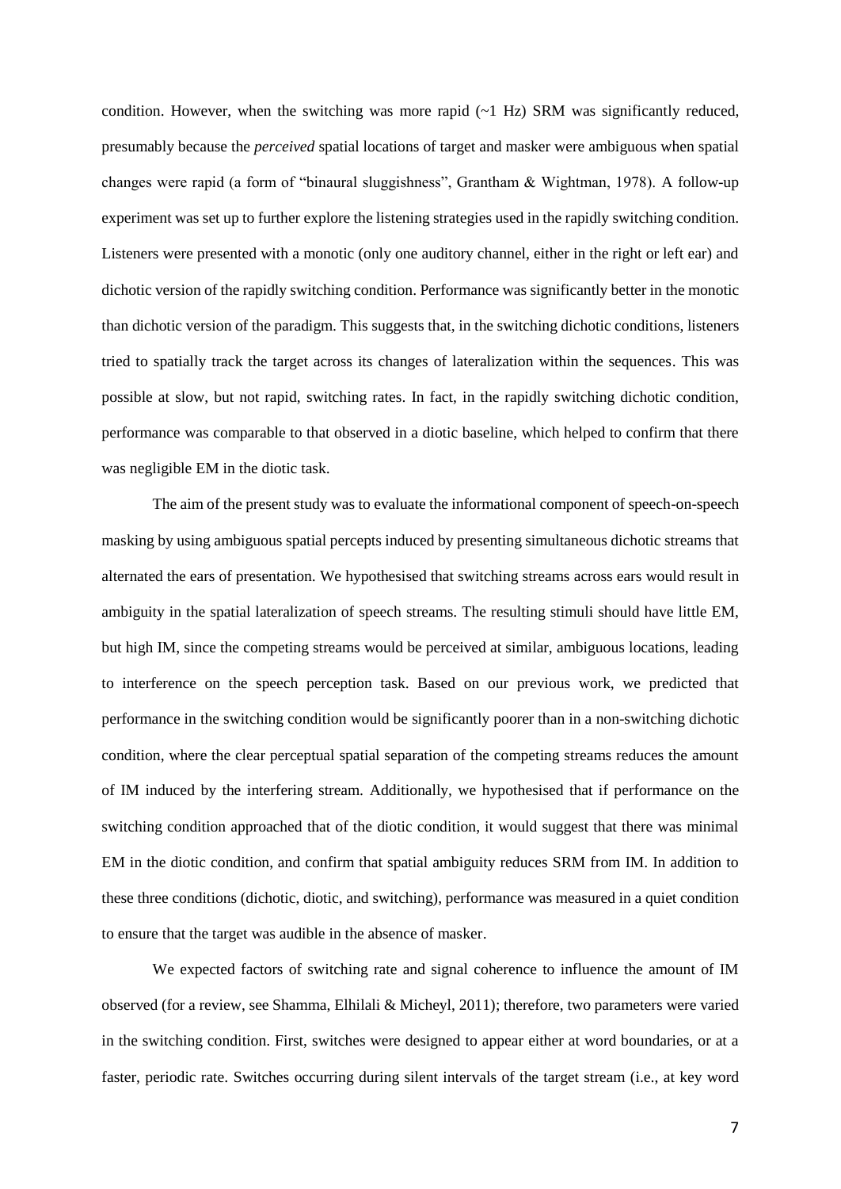condition. However, when the switching was more rapid (~1 Hz) SRM was significantly reduced, presumably because the *perceived* spatial locations of target and masker were ambiguous when spatial changes were rapid (a form of "binaural sluggishness", Grantham & Wightman, 1978). A follow-up experiment was set up to further explore the listening strategies used in the rapidly switching condition. Listeners were presented with a monotic (only one auditory channel, either in the right or left ear) and dichotic version of the rapidly switching condition. Performance was significantly better in the monotic than dichotic version of the paradigm. This suggests that, in the switching dichotic conditions, listeners tried to spatially track the target across its changes of lateralization within the sequences. This was possible at slow, but not rapid, switching rates. In fact, in the rapidly switching dichotic condition, performance was comparable to that observed in a diotic baseline, which helped to confirm that there was negligible EM in the diotic task.

The aim of the present study was to evaluate the informational component of speech-on-speech masking by using ambiguous spatial percepts induced by presenting simultaneous dichotic streams that alternated the ears of presentation. We hypothesised that switching streams across ears would result in ambiguity in the spatial lateralization of speech streams. The resulting stimuli should have little EM, but high IM, since the competing streams would be perceived at similar, ambiguous locations, leading to interference on the speech perception task. Based on our previous work, we predicted that performance in the switching condition would be significantly poorer than in a non-switching dichotic condition, where the clear perceptual spatial separation of the competing streams reduces the amount of IM induced by the interfering stream. Additionally, we hypothesised that if performance on the switching condition approached that of the diotic condition, it would suggest that there was minimal EM in the diotic condition, and confirm that spatial ambiguity reduces SRM from IM. In addition to these three conditions (dichotic, diotic, and switching), performance was measured in a quiet condition to ensure that the target was audible in the absence of masker.

We expected factors of switching rate and signal coherence to influence the amount of IM observed (for a review, see Shamma, Elhilali & Micheyl, 2011); therefore, two parameters were varied in the switching condition. First, switches were designed to appear either at word boundaries, or at a faster, periodic rate. Switches occurring during silent intervals of the target stream (i.e., at key word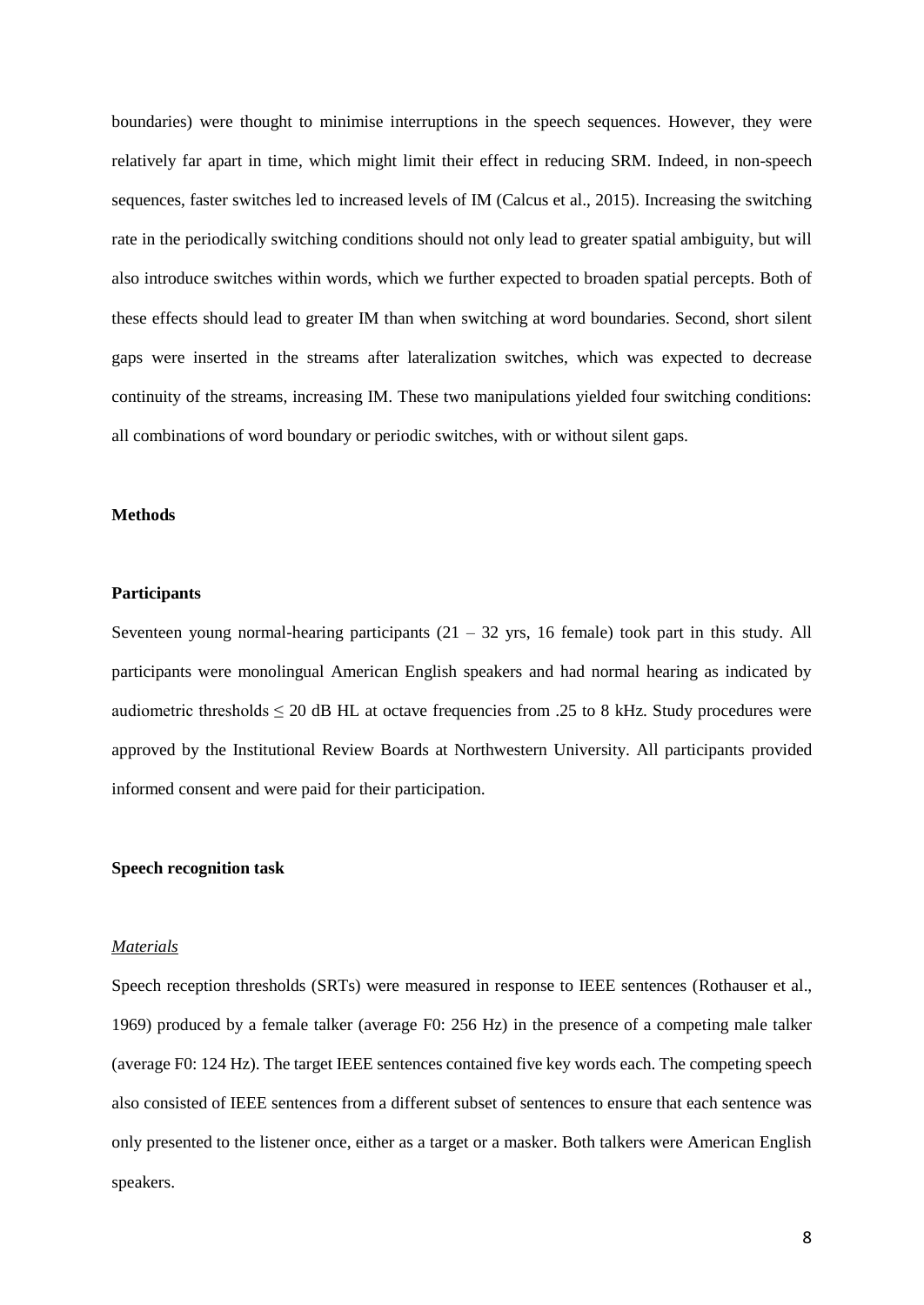boundaries) were thought to minimise interruptions in the speech sequences. However, they were relatively far apart in time, which might limit their effect in reducing SRM. Indeed, in non-speech sequences, faster switches led to increased levels of IM (Calcus et al., 2015). Increasing the switching rate in the periodically switching conditions should not only lead to greater spatial ambiguity, but will also introduce switches within words, which we further expected to broaden spatial percepts. Both of these effects should lead to greater IM than when switching at word boundaries. Second, short silent gaps were inserted in the streams after lateralization switches, which was expected to decrease continuity of the streams, increasing IM. These two manipulations yielded four switching conditions: all combinations of word boundary or periodic switches, with or without silent gaps.

## Methods

### Participants

Seventeen young normal-hearing participants (21 – 32 yrs, 16 female) took part in this study. All participants were monolingual American English speakers and had normal hearing as indicated by audiometric thresholds ≤ 20 dB HL at octave frequencies from .25 to 8 kHz. Study procedures were approved by the Institutional Review Boards at Northwestern University. All participants provided informed consent and were paid for their participation.

### Speech recognition task

#### *Materials*

Speech reception thresholds (SRTs) were measured in response to IEEE sentences (Rothauser et al., 1969) produced by a female talker (average F0: 256 Hz) in the presence of a competing male talker (average F0: 124 Hz). The target IEEE sentences contained five key words each. The competing speech also consisted of IEEE sentences from a different subset of sentences to ensure that each sentence was only presented to the listener once, either as a target or a masker. Both talkers were American English speakers.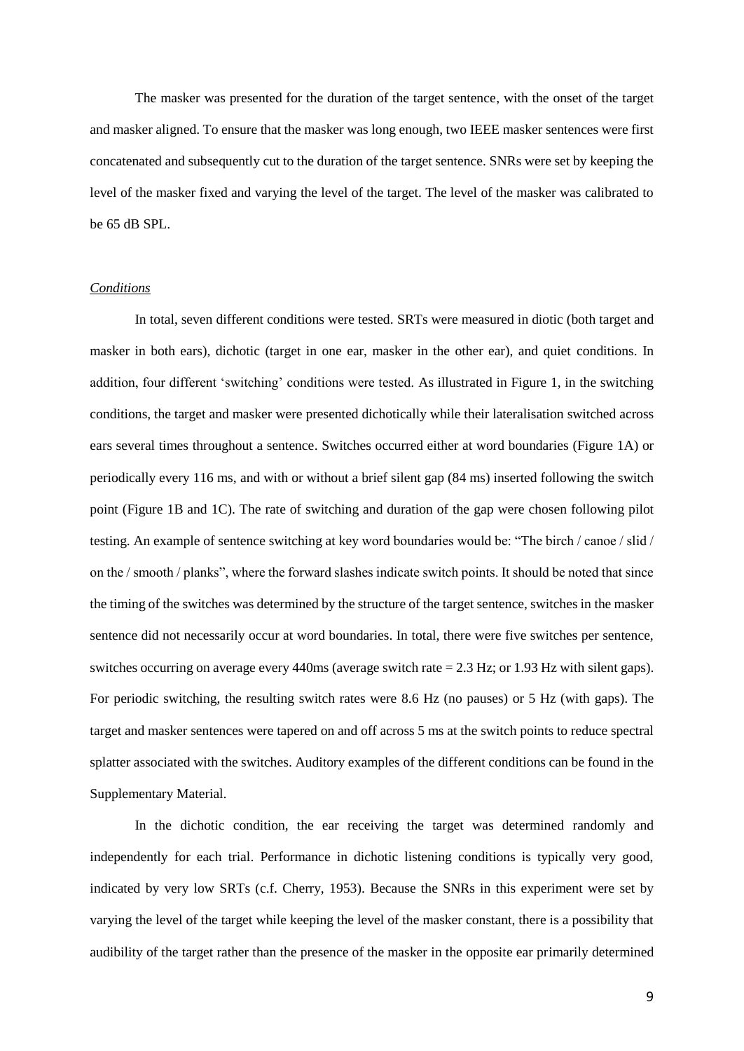The masker was presented for the duration of the target sentence, with the onset of the target and masker aligned. To ensure that the masker was long enough, two IEEE masker sentences were first concatenated and subsequently cut to the duration of the target sentence. SNRs were set by keeping the level of the masker fixed and varying the level of the target. The level of the masker was calibrated to be 65 dB SPL.

*Conditions*

In total, seven different conditions were tested. SRTs were measured in diotic (both target and masker in both ears), dichotic (target in one ear, masker in the other ear), and quiet conditions. In addition, four different 'switching' conditions were tested. As illustrated in Figure 1, in the switching conditions, the target and masker were presented dichotically while their lateralisation switched across ears several times throughout a sentence. Switches occurred either at word boundaries (Figure 1A) or periodically every 116 ms, and with or without a brief silent gap (84 ms) inserted following the switch point (Figure 1B and 1C). The rate of switching and duration of the gap were chosen following pilot testing. An example of sentence switching at key word boundaries would be: "The birch / canoe / slid / on the / smooth / planks", where the forward slashes indicate switch points. It should be noted that since the timing of the switches was determined by the structure of the target sentence, switches in the masker sentence did not necessarily occur at word boundaries. In total, there were five switches per sentence, switches occurring on average every 440ms (average switch rate = 2.3 Hz; or 1.93 Hz with silent gaps). For periodic switching, the resulting switch rates were 8.6 Hz (no pauses) or 5 Hz (with gaps). The target and masker sentences were tapered on and off across 5 ms at the switch points to reduce spectral splatter associated with the switches. Auditory examples of the different conditions can be found in the Supplementary Material.

In the dichotic condition, the ear receiving the target was determined randomly and independently for each trial. Performance in dichotic listening conditions is typically very good, indicated by very low SRTs (c.f. Cherry, 1953). Because the SNRs in this experiment were set by varying the level of the target while keeping the level of the masker constant, there is a possibility that audibility of the target rather than the presence of the masker in the opposite ear primarily determined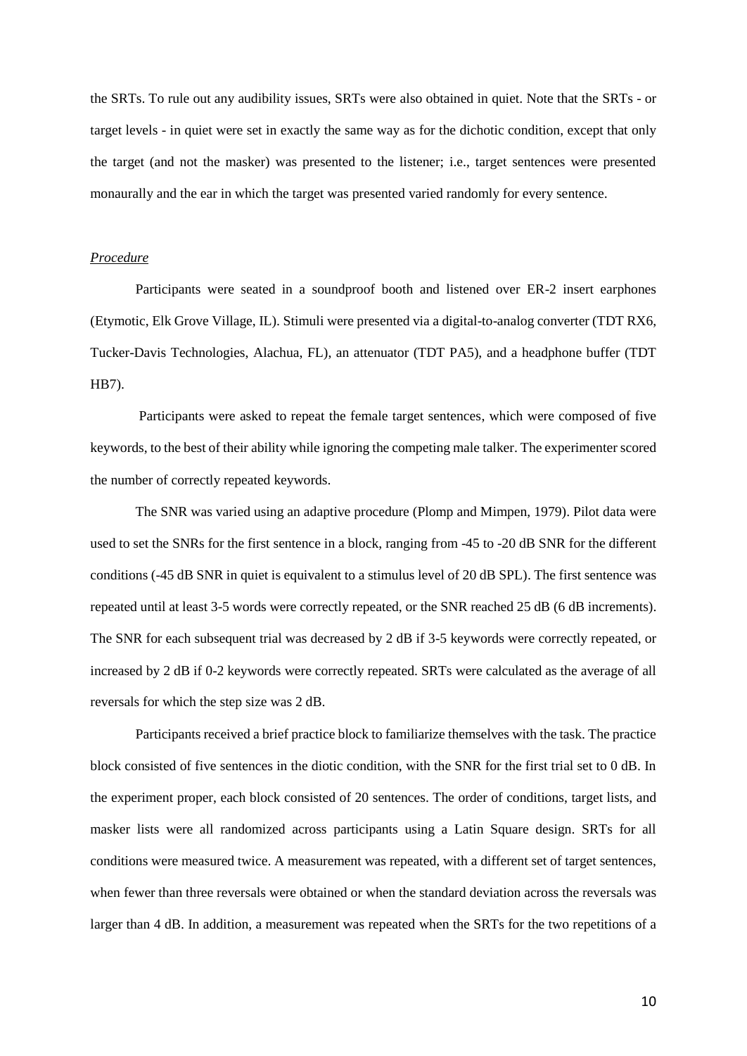the SRTs. To rule out any audibility issues, SRTs were also obtained in quiet. Note that the SRTs - or target levels - in quiet were set in exactly the same way as for the dichotic condition, except that only the target (and not the masker) was presented to the listener; i.e., target sentences were presented monaurally and the ear in which the target was presented varied randomly for every sentence.

*Procedure*

Participants were seated in a soundproof booth and listened over ER-2 insert earphones (Etymotic, Elk Grove Village, IL). Stimuli were presented via a digital-to-analog converter (TDT RX6, Tucker-Davis Technologies, Alachua, FL), an attenuator (TDT PA5), and a headphone buffer (TDT HB7).

Participants were asked to repeat the female target sentences, which were composed of five keywords, to the best of their ability while ignoring the competing male talker. The experimenter scored the number of correctly repeated keywords.

The SNR was varied using an adaptive procedure (Plomp and Mimpen, 1979). Pilot data were used to set the SNRs for the first sentence in a block, ranging from -45 to -20 dB SNR for the different conditions (-45 dB SNR in quiet is equivalent to a stimulus level of 20 dB SPL). The first sentence was repeated until at least 3-5 words were correctly repeated, or the SNR reached 25 dB (6 dB increments). The SNR for each subsequent trial was decreased by 2 dB if 3-5 keywords were correctly repeated, or increased by 2 dB if 0-2 keywords were correctly repeated. SRTs were calculated as the average of all reversals for which the step size was 2 dB.

Participants received a brief practice block to familiarize themselves with the task. The practice block consisted of five sentences in the diotic condition, with the SNR for the first trial set to 0 dB. In the experiment proper, each block consisted of 20 sentences. The order of conditions, target lists, and masker lists were all randomized across participants using a Latin Square design. SRTs for all conditions were measured twice. A measurement was repeated, with a different set of target sentences, when fewer than three reversals were obtained or when the standard deviation across the reversals was larger than 4 dB. In addition, a measurement was repeated when the SRTs for the two repetitions of a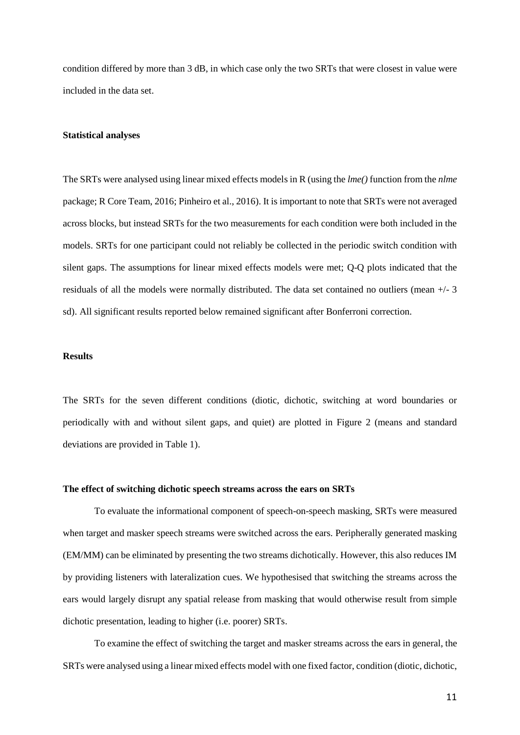condition differed by more than 3 dB, in which case only the two SRTs that were closest in value were included in the data set.

### Statistical analyses

The SRTs were analysed using linear mixed effects models in R (using the *lme()* function from the *nlme* package; R Core Team, 2016; Pinheiro et al., 2016). It is important to note that SRTs were not averaged across blocks, but instead SRTs for the two measurements for each condition were both included in the models. SRTs for one participant could not reliably be collected in the periodic switch condition with silent gaps. The assumptions for linear mixed effects models were met; Q-Q plots indicated that the residuals of all the models were normally distributed. The data set contained no outliers (mean +/- 3 sd). All significant results reported below remained significant after Bonferroni correction.

## Results

The SRTs for the seven different conditions (diotic, dichotic, switching at word boundaries or periodically with and without silent gaps, and quiet) are plotted in Figure 2 (means and standard deviations are provided in Table 1).

### The effect of switching dichotic speech streams across the ears on SRTs

To evaluate the informational component of speech-on-speech masking, SRTs were measured when target and masker speech streams were switched across the ears. Peripherally generated masking (EM/MM) can be eliminated by presenting the two streams dichotically. However, this also reduces IM by providing listeners with lateralization cues. We hypothesised that switching the streams across the ears would largely disrupt any spatial release from masking that would otherwise result from simple dichotic presentation, leading to higher (i.e. poorer) SRTs.

To examine the effect of switching the target and masker streams across the ears in general, the SRTs were analysed using a linear mixed effects model with one fixed factor, condition (diotic, dichotic,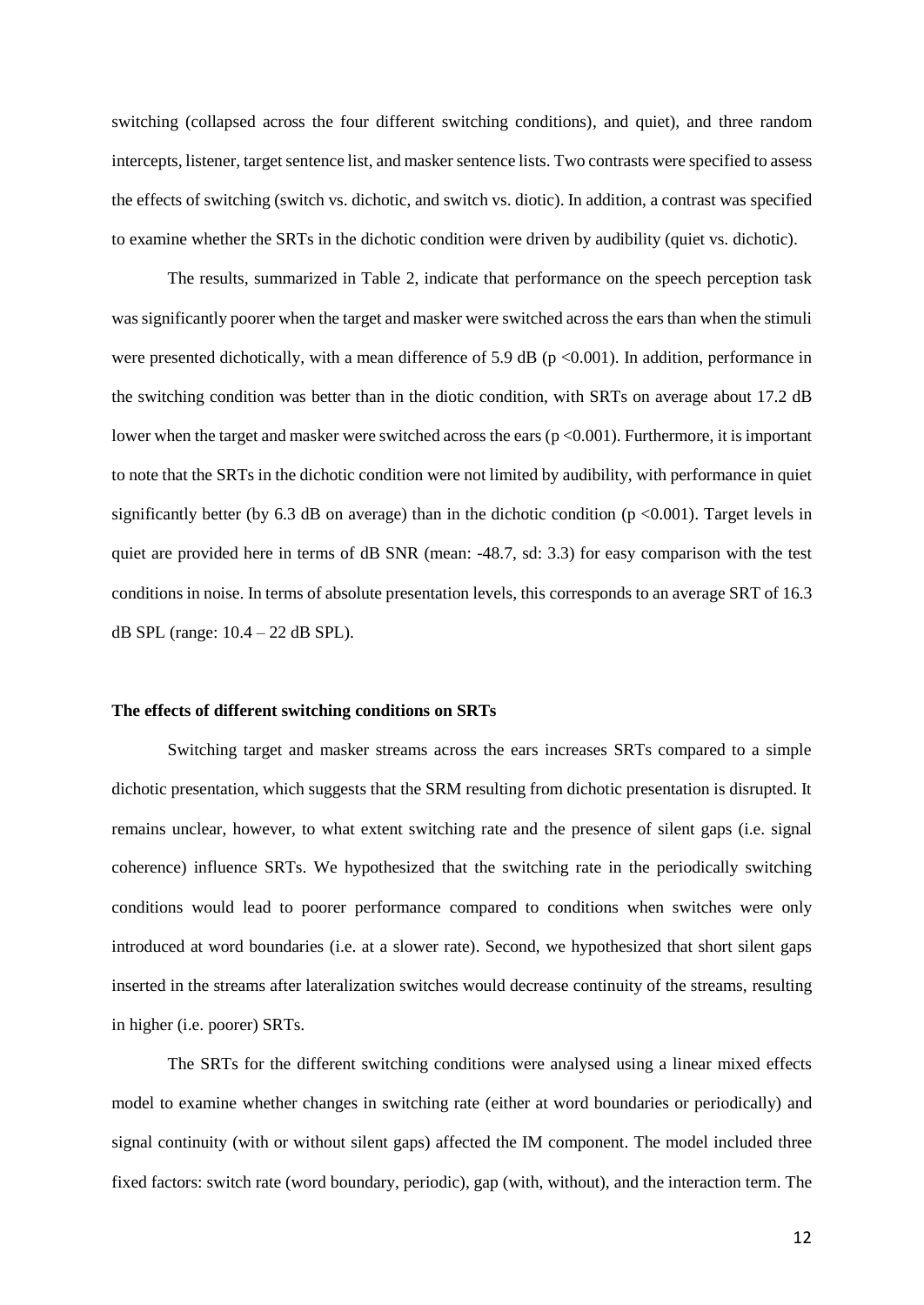switching (collapsed across the four different switching conditions), and quiet), and three random intercepts, listener, target sentence list, and masker sentence lists. Two contrasts were specified to assess the effects of switching (switch vs. dichotic, and switch vs. diotic). In addition, a contrast was specified to examine whether the SRTs in the dichotic condition were driven by audibility (quiet vs. dichotic).

The results, summarized in Table 2, indicate that performance on the speech perception task was significantly poorer when the target and masker were switched across the ears than when the stimuli were presented dichotically, with a mean difference of 5.9 dB ($p < 0.001$). In addition, performance in the switching condition was better than in the diotic condition, with SRTs on average about 17.2 dB lower when the target and masker were switched across the ears ($p < 0.001$). Furthermore, it is important to note that the SRTs in the dichotic condition were not limited by audibility, with performance in quiet significantly better (by 6.3 dB on average) than in the dichotic condition ($p < 0.001$). Target levels in quiet are provided here in terms of dB SNR (mean: -48.7, sd: 3.3) for easy comparison with the test conditions in noise. In terms of absolute presentation levels, this corresponds to an average SRT of 16.3 dB SPL (range: 10.4 – 22 dB SPL).

**The effects of different switching conditions on SRTs**

Switching target and masker streams across the ears increases SRTs compared to a simple dichotic presentation, which suggests that the SRM resulting from dichotic presentation is disrupted. It remains unclear, however, to what extent switching rate and the presence of silent gaps (i.e. signal coherence) influence SRTs. We hypothesized that the switching rate in the periodically switching conditions would lead to poorer performance compared to conditions when switches were only introduced at word boundaries (i.e. at a slower rate). Second, we hypothesized that short silent gaps inserted in the streams after lateralization switches would decrease continuity of the streams, resulting in higher (i.e. poorer) SRTs.

The SRTs for the different switching conditions were analysed using a linear mixed effects model to examine whether changes in switching rate (either at word boundaries or periodically) and signal continuity (with or without silent gaps) affected the IM component. The model included three fixed factors: switch rate (word boundary, periodic), gap (with, without), and the interaction term. The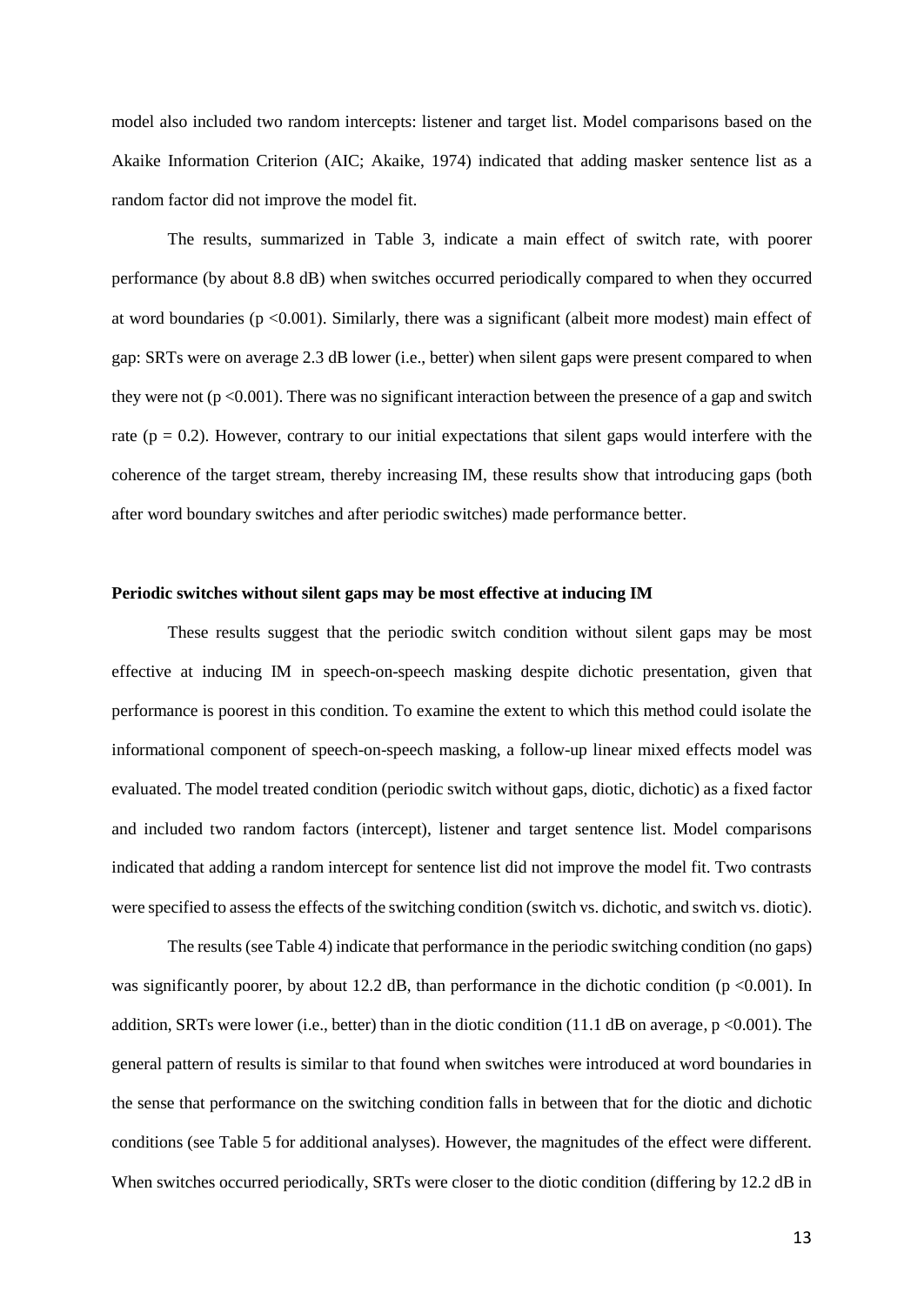model also included two random intercepts: listener and target list. Model comparisons based on the Akaike Information Criterion (AIC; Akaike, 1974) indicated that adding masker sentence list as a random factor did not improve the model fit.

The results, summarized in Table 3, indicate a main effect of switch rate, with poorer performance (by about 8.8 dB) when switches occurred periodically compared to when they occurred at word boundaries ($p < 0.001$). Similarly, there was a significant (albeit more modest) main effect of gap: SRTs were on average 2.3 dB lower (i.e., better) when silent gaps were present compared to when they were not ($p < 0.001$). There was no significant interaction between the presence of a gap and switch rate ($p = 0.2$). However, contrary to our initial expectations that silent gaps would interfere with the coherence of the target stream, thereby increasing IM, these results show that introducing gaps (both after word boundary switches and after periodic switches) made performance better.

**Periodic switches without silent gaps may be most effective at inducing IM**

These results suggest that the periodic switch condition without silent gaps may be most effective at inducing IM in speech-on-speech masking despite dichotic presentation, given that performance is poorest in this condition. To examine the extent to which this method could isolate the informational component of speech-on-speech masking, a follow-up linear mixed effects model was evaluated. The model treated condition (periodic switch without gaps, diotic, dichotic) as a fixed factor and included two random factors (intercept), listener and target sentence list. Model comparisons indicated that adding a random intercept for sentence list did not improve the model fit. Two contrasts were specified to assess the effects of the switching condition (switch vs. dichotic, and switch vs. diotic).

The results (see Table 4) indicate that performance in the periodic switching condition (no gaps) was significantly poorer, by about 12.2 dB, than performance in the dichotic condition ($p < 0.001$). In addition, SRTs were lower (i.e., better) than in the diotic condition (11.1 dB on average, $p < 0.001$). The general pattern of results is similar to that found when switches were introduced at word boundaries in the sense that performance on the switching condition falls in between that for the diotic and dichotic conditions (see Table 5 for additional analyses). However, the magnitudes of the effect were different. When switches occurred periodically, SRTs were closer to the diotic condition (differing by 12.2 dB in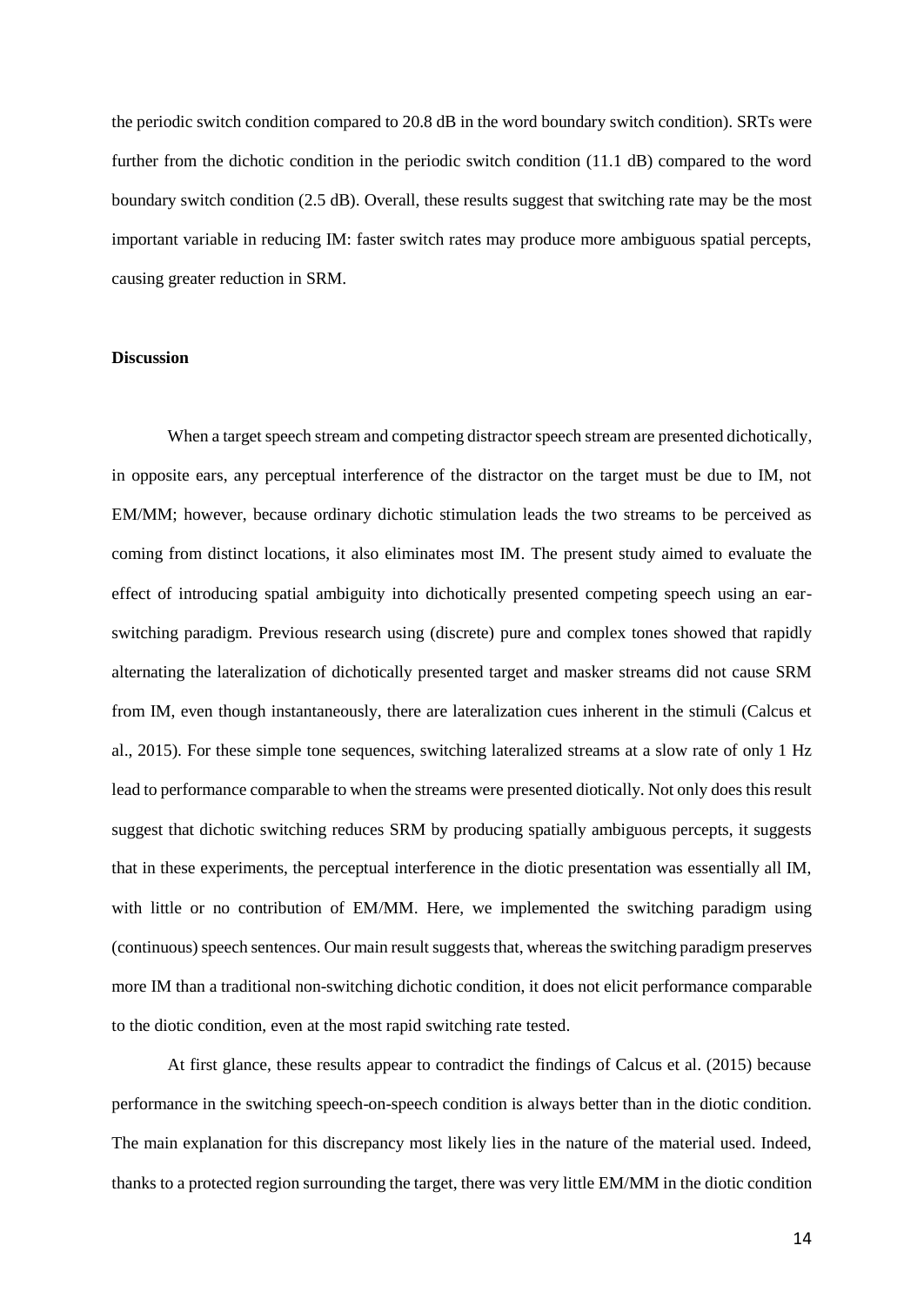the periodic switch condition compared to 20.8 dB in the word boundary switch condition). SRTs were further from the dichotic condition in the periodic switch condition (11.1 dB) compared to the word boundary switch condition (2.5 dB). Overall, these results suggest that switching rate may be the most important variable in reducing IM: faster switch rates may produce more ambiguous spatial percepts, causing greater reduction in SRM.

## Discussion

When a target speech stream and competing distractor speech stream are presented dichotically, in opposite ears, any perceptual interference of the distractor on the target must be due to IM, not EM/MM; however, because ordinary dichotic stimulation leads the two streams to be perceived as coming from distinct locations, it also eliminates most IM. The present study aimed to evaluate the effect of introducing spatial ambiguity into dichotically presented competing speech using an ear-switching paradigm. Previous research using (discrete) pure and complex tones showed that rapidly alternating the lateralization of dichotically presented target and masker streams did not cause SRM from IM, even though instantaneously, there are lateralization cues inherent in the stimuli (Calcus et al., 2015). For these simple tone sequences, switching lateralized streams at a slow rate of only 1 Hz lead to performance comparable to when the streams were presented diotically. Not only does this result suggest that dichotic switching reduces SRM by producing spatially ambiguous percepts, it suggests that in these experiments, the perceptual interference in the diotic presentation was essentially all IM, with little or no contribution of EM/MM. Here, we implemented the switching paradigm using (continuous) speech sentences. Our main result suggests that, whereas the switching paradigm preserves more IM than a traditional non-switching dichotic condition, it does not elicit performance comparable to the diotic condition, even at the most rapid switching rate tested.

At first glance, these results appear to contradict the findings of Calcus et al. (2015) because performance in the switching speech-on-speech condition is always better than in the diotic condition. The main explanation for this discrepancy most likely lies in the nature of the material used. Indeed, thanks to a protected region surrounding the target, there was very little EM/MM in the diotic condition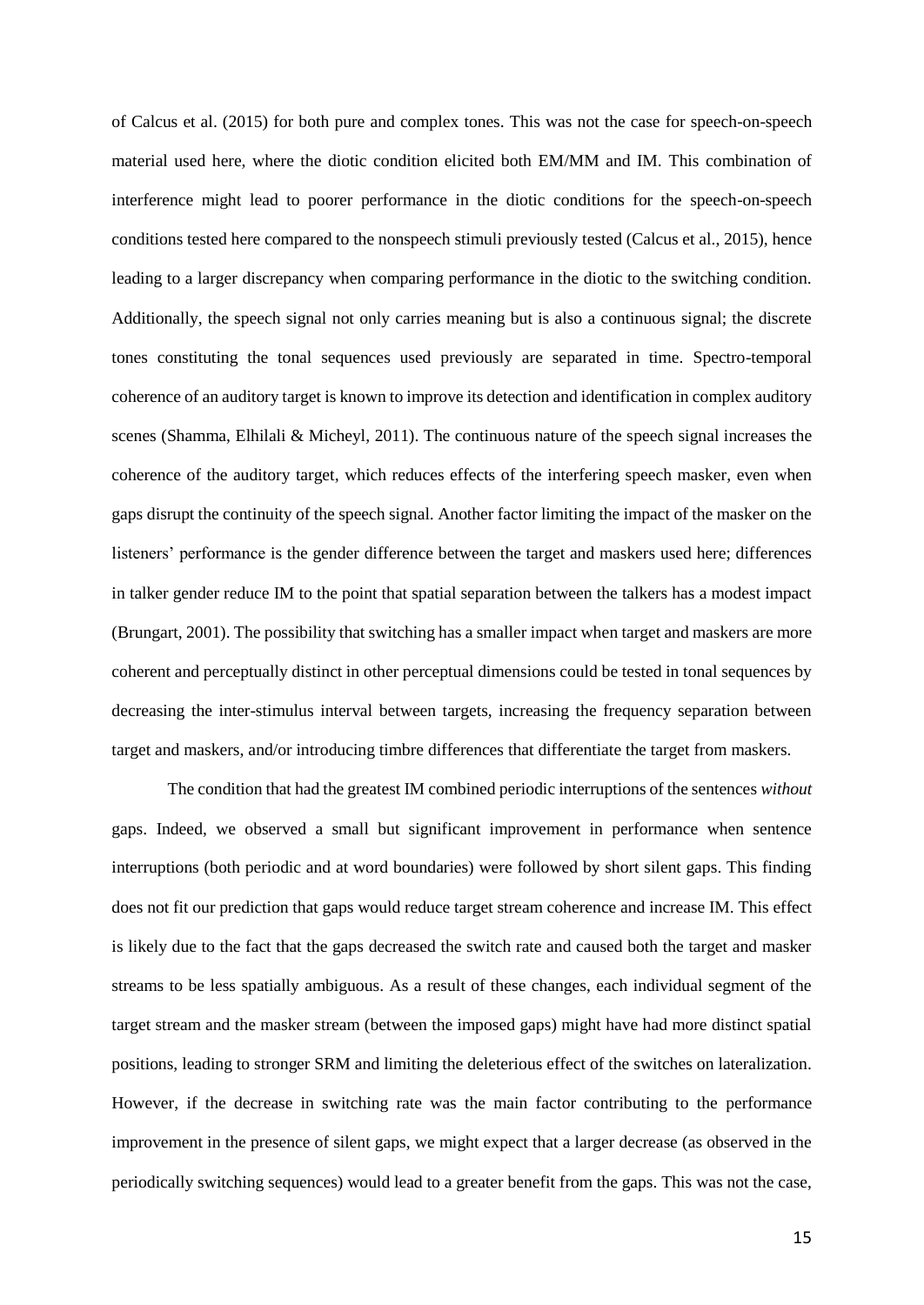of Calcus et al. (2015) for both pure and complex tones. This was not the case for speech-on-speech material used here, where the diotic condition elicited both EM/MM and IM. This combination of interference might lead to poorer performance in the diotic conditions for the speech-on-speech conditions tested here compared to the nonspeech stimuli previously tested (Calcus et al., 2015), hence leading to a larger discrepancy when comparing performance in the diotic to the switching condition. Additionally, the speech signal not only carries meaning but is also a continuous signal; the discrete tones constituting the tonal sequences used previously are separated in time. Spectro-temporal coherence of an auditory target is known to improve its detection and identification in complex auditory scenes (Shamma, Elhilali & Micheyl, 2011). The continuous nature of the speech signal increases the coherence of the auditory target, which reduces effects of the interfering speech masker, even when gaps disrupt the continuity of the speech signal. Another factor limiting the impact of the masker on the listeners' performance is the gender difference between the target and maskers used here; differences in talker gender reduce IM to the point that spatial separation between the talkers has a modest impact (Brungart, 2001). The possibility that switching has a smaller impact when target and maskers are more coherent and perceptually distinct in other perceptual dimensions could be tested in tonal sequences by decreasing the inter-stimulus interval between targets, increasing the frequency separation between target and maskers, and/or introducing timbre differences that differentiate the target from maskers.

The condition that had the greatest IM combined periodic interruptions of the sentences *without* gaps. Indeed, we observed a small but significant improvement in performance when sentence interruptions (both periodic and at word boundaries) were followed by short silent gaps. This finding does not fit our prediction that gaps would reduce target stream coherence and increase IM. This effect is likely due to the fact that the gaps decreased the switch rate and caused both the target and masker streams to be less spatially ambiguous. As a result of these changes, each individual segment of the target stream and the masker stream (between the imposed gaps) might have had more distinct spatial positions, leading to stronger SRM and limiting the deleterious effect of the switches on lateralization. However, if the decrease in switching rate was the main factor contributing to the performance improvement in the presence of silent gaps, we might expect that a larger decrease (as observed in the periodically switching sequences) would lead to a greater benefit from the gaps. This was not the case,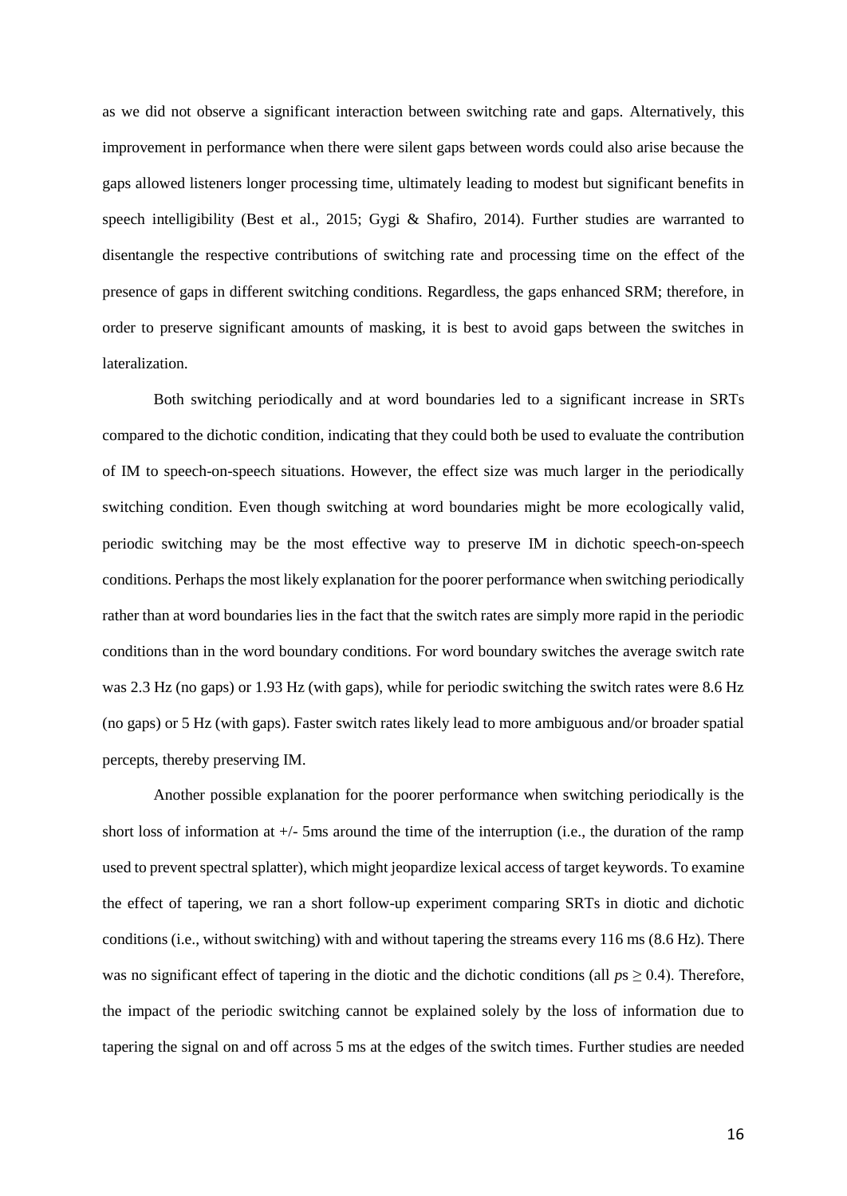as we did not observe a significant interaction between switching rate and gaps. Alternatively, this improvement in performance when there were silent gaps between words could also arise because the gaps allowed listeners longer processing time, ultimately leading to modest but significant benefits in speech intelligibility (Best et al., 2015; Gygi & Shafiro, 2014). Further studies are warranted to disentangle the respective contributions of switching rate and processing time on the effect of the presence of gaps in different switching conditions. Regardless, the gaps enhanced SRM; therefore, in order to preserve significant amounts of masking, it is best to avoid gaps between the switches in lateralization.

Both switching periodically and at word boundaries led to a significant increase in SRTs compared to the dichotic condition, indicating that they could both be used to evaluate the contribution of IM to speech-on-speech situations. However, the effect size was much larger in the periodically switching condition. Even though switching at word boundaries might be more ecologically valid, periodic switching may be the most effective way to preserve IM in dichotic speech-on-speech conditions. Perhaps the most likely explanation for the poorer performance when switching periodically rather than at word boundaries lies in the fact that the switch rates are simply more rapid in the periodic conditions than in the word boundary conditions. For word boundary switches the average switch rate was 2.3 Hz (no gaps) or 1.93 Hz (with gaps), while for periodic switching the switch rates were 8.6 Hz (no gaps) or 5 Hz (with gaps). Faster switch rates likely lead to more ambiguous and/or broader spatial percepts, thereby preserving IM.

Another possible explanation for the poorer performance when switching periodically is the short loss of information at +/- 5ms around the time of the interruption (i.e., the duration of the ramp used to prevent spectral splatter), which might jeopardize lexical access of target keywords. To examine the effect of tapering, we ran a short follow-up experiment comparing SRTs in diotic and dichotic conditions (i.e., without switching) with and without tapering the streams every 116 ms (8.6 Hz). There was no significant effect of tapering in the diotic and the dichotic conditions (all $p$s $\geq 0.4$). Therefore, the impact of the periodic switching cannot be explained solely by the loss of information due to tapering the signal on and off across 5 ms at the edges of the switch times. Further studies are needed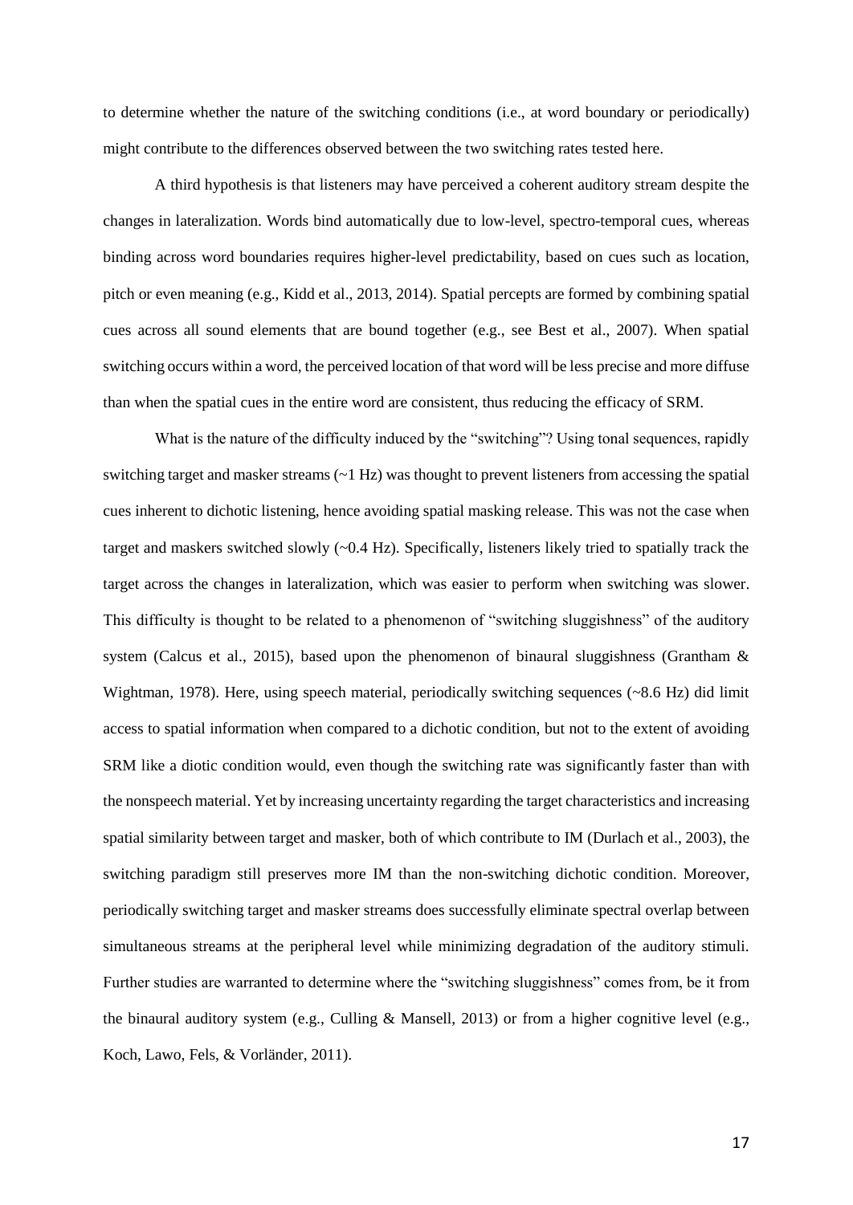to determine whether the nature of the switching conditions (i.e., at word boundary or periodically) might contribute to the differences observed between the two switching rates tested here.

A third hypothesis is that listeners may have perceived a coherent auditory stream despite the changes in lateralization. Words bind automatically due to low-level, spectro-temporal cues, whereas binding across word boundaries requires higher-level predictability, based on cues such as location, pitch or even meaning (e.g., Kidd et al., 2013, 2014). Spatial percepts are formed by combining spatial cues across all sound elements that are bound together (e.g., see Best et al., 2007). When spatial switching occurs within a word, the perceived location of that word will be less precise and more diffuse than when the spatial cues in the entire word are consistent, thus reducing the efficacy of SRM.

What is the nature of the difficulty induced by the "switching"? Using tonal sequences, rapidly switching target and masker streams (~1 Hz) was thought to prevent listeners from accessing the spatial cues inherent to dichotic listening, hence avoiding spatial masking release. This was not the case when target and maskers switched slowly (~0.4 Hz). Specifically, listeners likely tried to spatially track the target across the changes in lateralization, which was easier to perform when switching was slower. This difficulty is thought to be related to a phenomenon of "switching sluggishness" of the auditory system (Calcus et al., 2015), based upon the phenomenon of binaural sluggishness (Grantham & Wightman, 1978). Here, using speech material, periodically switching sequences (~8.6 Hz) did limit access to spatial information when compared to a dichotic condition, but not to the extent of avoiding SRM like a diotic condition would, even though the switching rate was significantly faster than with the nonspeech material. Yet by increasing uncertainty regarding the target characteristics and increasing spatial similarity between target and masker, both of which contribute to IM (Durlach et al., 2003), the switching paradigm still preserves more IM than the non-switching dichotic condition. Moreover, periodically switching target and masker streams does successfully eliminate spectral overlap between simultaneous streams at the peripheral level while minimizing degradation of the auditory stimuli. Further studies are warranted to determine where the "switching sluggishness" comes from, be it from the binaural auditory system (e.g., Culling & Mansell, 2013) or from a higher cognitive level (e.g., Koch, Lawo, Fels, & Vorländer, 2011).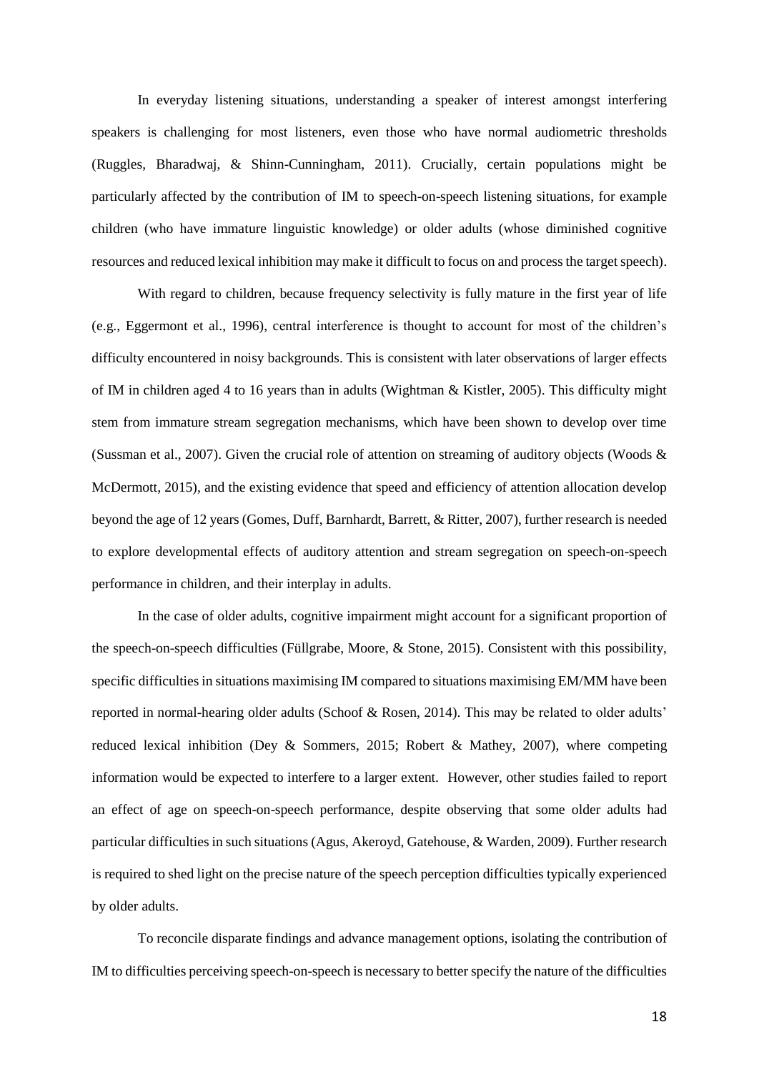In everyday listening situations, understanding a speaker of interest amongst interfering speakers is challenging for most listeners, even those who have normal audiometric thresholds (Ruggles, Bharadwaj, & Shinn-Cunningham, 2011). Crucially, certain populations might be particularly affected by the contribution of IM to speech-on-speech listening situations, for example children (who have immature linguistic knowledge) or older adults (whose diminished cognitive resources and reduced lexical inhibition may make it difficult to focus on and process the target speech).

With regard to children, because frequency selectivity is fully mature in the first year of life (e.g., Eggermont et al., 1996), central interference is thought to account for most of the children's difficulty encountered in noisy backgrounds. This is consistent with later observations of larger effects of IM in children aged 4 to 16 years than in adults (Wightman & Kistler, 2005). This difficulty might stem from immature stream segregation mechanisms, which have been shown to develop over time (Sussman et al., 2007). Given the crucial role of attention on streaming of auditory objects (Woods & McDermott, 2015), and the existing evidence that speed and efficiency of attention allocation develop beyond the age of 12 years (Gomes, Duff, Barnhardt, Barrett, & Ritter, 2007), further research is needed to explore developmental effects of auditory attention and stream segregation on speech-on-speech performance in children, and their interplay in adults.

In the case of older adults, cognitive impairment might account for a significant proportion of the speech-on-speech difficulties (Füllgrabe, Moore, & Stone, 2015). Consistent with this possibility, specific difficulties in situations maximising IM compared to situations maximising EM/MM have been reported in normal-hearing older adults (Schoof & Rosen, 2014). This may be related to older adults' reduced lexical inhibition (Dey & Sommers, 2015; Robert & Mathey, 2007), where competing information would be expected to interfere to a larger extent. However, other studies failed to report an effect of age on speech-on-speech performance, despite observing that some older adults had particular difficulties in such situations (Agus, Akeroyd, Gatehouse, & Warden, 2009). Further research is required to shed light on the precise nature of the speech perception difficulties typically experienced by older adults.

To reconcile disparate findings and advance management options, isolating the contribution of IM to difficulties perceiving speech-on-speech is necessary to better specify the nature of the difficulties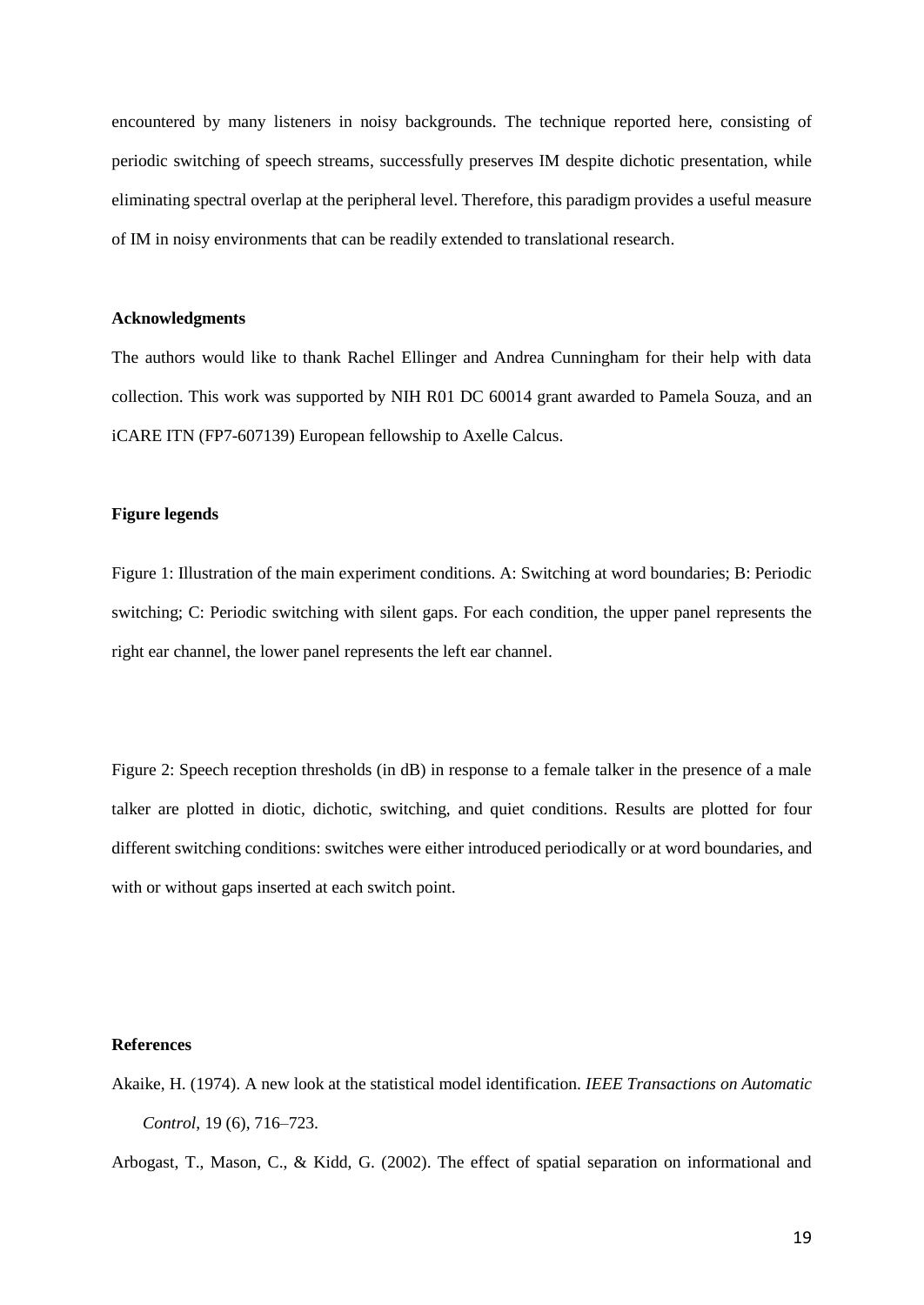encountered by many listeners in noisy backgrounds. The technique reported here, consisting of periodic switching of speech streams, successfully preserves IM despite dichotic presentation, while eliminating spectral overlap at the peripheral level. Therefore, this paradigm provides a useful measure of IM in noisy environments that can be readily extended to translational research.

**Acknowledgments**

The authors would like to thank Rachel Ellinger and Andrea Cunningham for their help with data collection. This work was supported by NIH R01 DC 60014 grant awarded to Pamela Souza, and an iCARE ITN (FP7-607139) European fellowship to Axelle Calcus.

**Figure legends**

Figure 1: Illustration of the main experiment conditions. A: Switching at word boundaries; B: Periodic switching; C: Periodic switching with silent gaps. For each condition, the upper panel represents the right ear channel, the lower panel represents the left ear channel.

Figure 2: Speech reception thresholds (in dB) in response to a female talker in the presence of a male talker are plotted in diotic, dichotic, switching, and quiet conditions. Results are plotted for four different switching conditions: switches were either introduced periodically or at word boundaries, and with or without gaps inserted at each switch point.

**References**

Akaike, H. (1974). A new look at the statistical model identification. *IEEE Transactions on Automatic Control*, 19 (6), 716–723.

Arbogast, T., Mason, C., & Kidd, G. (2002). The effect of spatial separation on informational and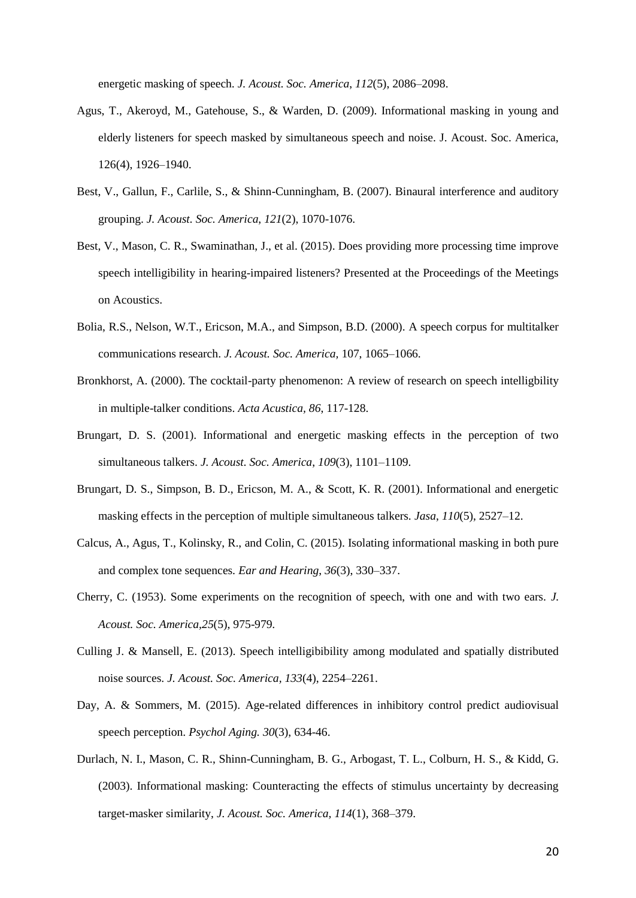energetic masking of speech. *J. Acoust. Soc. America*, *112*(5), 2086–2098.

Agus, T., Akeroyd, M., Gatehouse, S., & Warden, D. (2009). Informational masking in young and elderly listeners for speech masked by simultaneous speech and noise. J. Acoust. Soc. America, 126(4), 1926–1940.

Best, V., Gallun, F., Carlile, S., & Shinn-Cunningham, B. (2007). Binaural interference and auditory grouping. *J. Acoust. Soc. America, 121*(2), 1070-1076.

Best, V., Mason, C. R., Swaminathan, J., et al. (2015). Does providing more processing time improve speech intelligibility in hearing-impaired listeners? Presented at the Proceedings of the Meetings on Acoustics.

Bolia, R.S., Nelson, W.T., Ericson, M.A., and Simpson, B.D. (2000). A speech corpus for multitalker communications research. *J. Acoust. Soc. America,* 107, 1065–1066.

Bronkhorst, A. (2000). The cocktail-party phenomenon: A review of research on speech intelligbility in multiple-talker conditions. *Acta Acustica, 86*, 117-128.

Brungart, D. S. (2001). Informational and energetic masking effects in the perception of two simultaneous talkers. *J. Acoust. Soc. America*, *109*(3), 1101–1109.

Brungart, D. S., Simpson, B. D., Ericson, M. A., & Scott, K. R. (2001). Informational and energetic masking effects in the perception of multiple simultaneous talkers. *Jasa*, *110*(5), 2527–12.

Calcus, A., Agus, T., Kolinsky, R., and Colin, C. (2015). Isolating informational masking in both pure and complex tone sequences. *Ear and Hearing*, *36*(3), 330–337.

Cherry, C. (1953). Some experiments on the recognition of speech, with one and with two ears. *J. Acoust. Soc. America,25*(5), 975-979.

Culling J. & Mansell, E. (2013). Speech intelligibibility among modulated and spatially distributed noise sources. *J. Acoust. Soc. America*, *133*(4), 2254–2261.

Day, A. & Sommers, M. (2015). Age-related differences in inhibitory control predict audiovisual speech perception. *Psychol Aging. 30*(3), 634-46.

Durlach, N. I., Mason, C. R., Shinn-Cunningham, B. G., Arbogast, T. L., Colburn, H. S., & Kidd, G. (2003). Informational masking: Counteracting the effects of stimulus uncertainty by decreasing target-masker similarity, *J. Acoust. Soc. America, 114*(1), 368–379.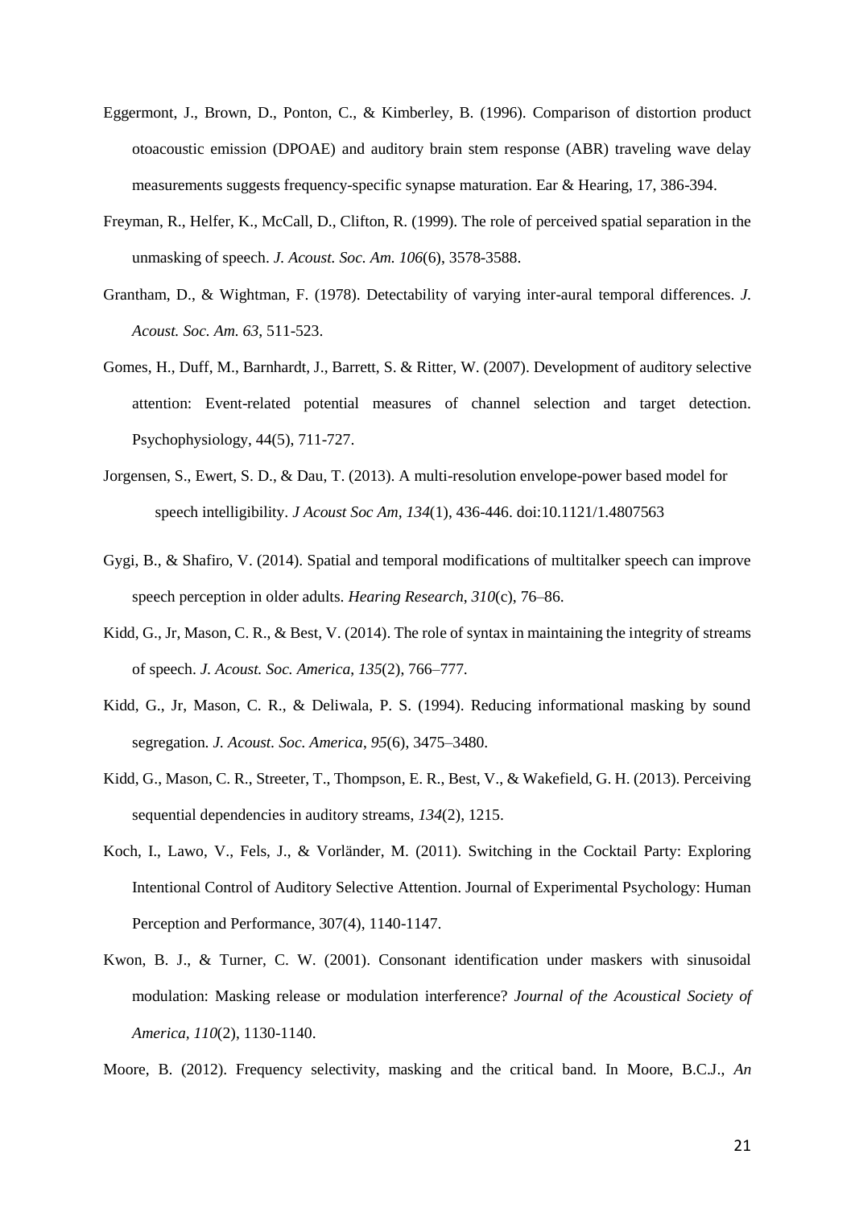Eggermont, J., Brown, D., Ponton, C., & Kimberley, B. (1996). Comparison of distortion product otoacoustic emission (DPOAE) and auditory brain stem response (ABR) traveling wave delay measurements suggests frequency-specific synapse maturation. Ear & Hearing, 17, 386-394.

Freyman, R., Helfer, K., McCall, D., Clifton, R. (1999). The role of perceived spatial separation in the unmasking of speech. *J. Acoust. Soc. Am. 106*(6), 3578-3588.

Grantham, D., & Wightman, F. (1978). Detectability of varying inter-aural temporal differences. *J. Acoust. Soc. Am. 63*, 511-523.

Gomes, H., Duff, M., Barnhardt, J., Barrett, S. & Ritter, W. (2007). Development of auditory selective attention: Event-related potential measures of channel selection and target detection. Psychophysiology, 44(5), 711-727.

Jorgensen, S., Ewert, S. D., & Dau, T. (2013). A multi-resolution envelope-power based model for speech intelligibility. *J Acoust Soc Am, 134*(1), 436-446. doi:10.1121/1.4807563

Gygi, B., & Shafiro, V. (2014). Spatial and temporal modifications of multitalker speech can improve speech perception in older adults. *Hearing Research*, *310*(c), 76–86.

Kidd, G., Jr, Mason, C. R., & Best, V. (2014). The role of syntax in maintaining the integrity of streams of speech. *J. Acoust. Soc. America*, *135*(2), 766–777.

Kidd, G., Jr, Mason, C. R., & Deliwala, P. S. (1994). Reducing informational masking by sound segregation. *J. Acoust. Soc. America*, *95*(6), 3475–3480.

Kidd, G., Mason, C. R., Streeter, T., Thompson, E. R., Best, V., & Wakefield, G. H. (2013). Perceiving sequential dependencies in auditory streams, *134*(2), 1215.

Koch, I., Lawo, V., Fels, J., & Vorländer, M. (2011). Switching in the Cocktail Party: Exploring Intentional Control of Auditory Selective Attention. Journal of Experimental Psychology: Human Perception and Performance, 307(4), 1140-1147.

Kwon, B. J., & Turner, C. W. (2001). Consonant identification under maskers with sinusoidal modulation: Masking release or modulation interference? *Journal of the Acoustical Society of America, 110*(2), 1130-1140.

Moore, B. (2012). Frequency selectivity, masking and the critical band. In Moore, B.C.J., *An*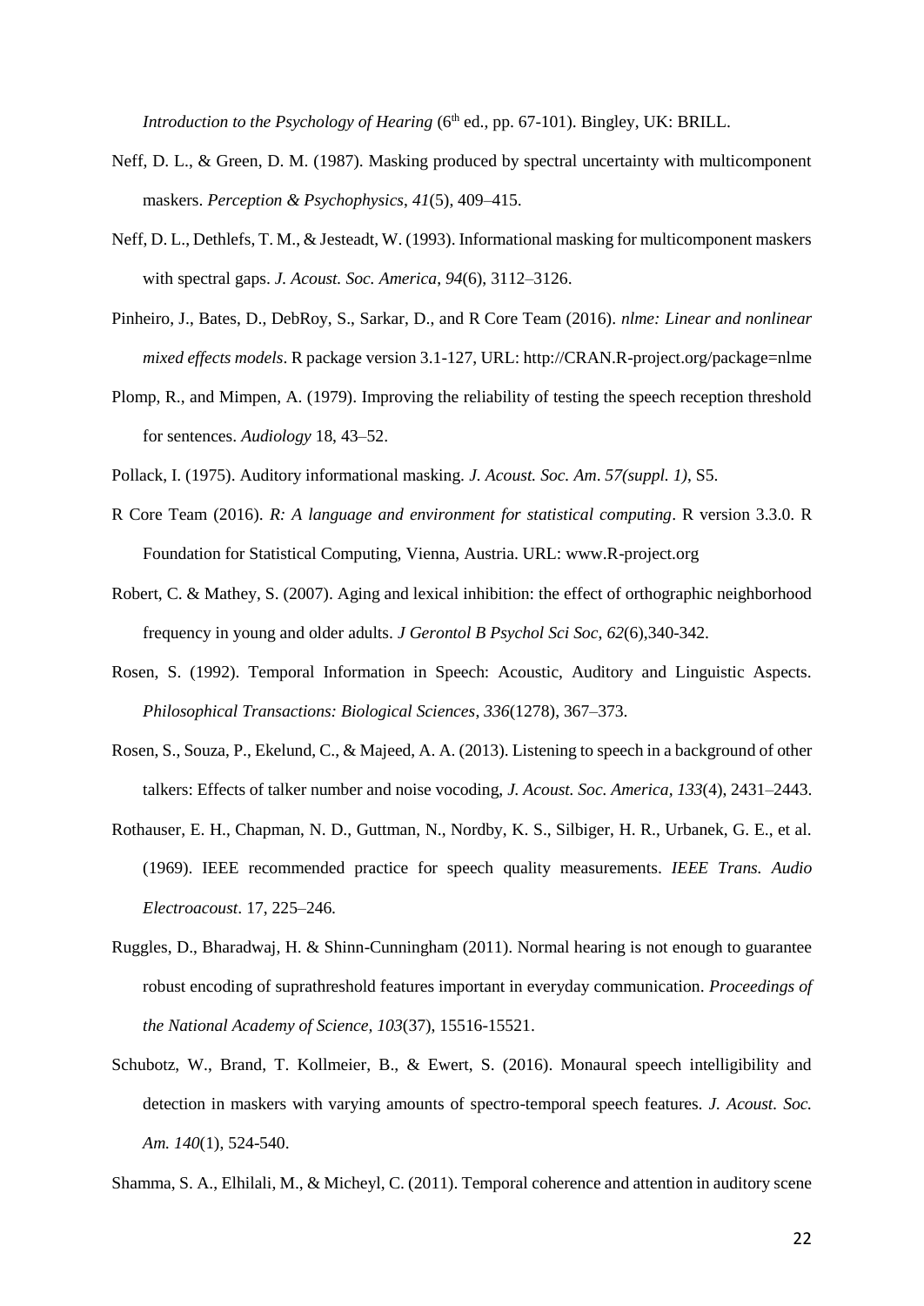*Introduction to the Psychology of Hearing* (6th ed., pp. 67-101). Bingley, UK: BRILL.

Neff, D. L., & Green, D. M. (1987). Masking produced by spectral uncertainty with multicomponent maskers. *Perception & Psychophysics*, *41*(5), 409–415.

Neff, D. L., Dethlefs, T. M., & Jesteadt, W. (1993). Informational masking for multicomponent maskers with spectral gaps. *J. Acoust. Soc. America, 94*(6), 3112–3126.

Pinheiro, J., Bates, D., DebRoy, S., Sarkar, D., and R Core Team (2016). *nlme: Linear and nonlinear mixed effects models*. R package version 3.1-127, URL: http://CRAN.R-project.org/package=nlme

Plomp, R., and Mimpen, A. (1979). Improving the reliability of testing the speech reception threshold for sentences. *Audiology* 18, 43–52.

Pollack, I. (1975). Auditory informational masking. *J. Acoust. Soc. Am*. *57(suppl. 1)*, S5.

R Core Team (2016). *R: A language and environment for statistical computing*. R version 3.3.0. R Foundation for Statistical Computing, Vienna, Austria. URL: www.R-project.org

Robert, C. & Mathey, S. (2007). Aging and lexical inhibition: the effect of orthographic neighborhood frequency in young and older adults. *J Gerontol B Psychol Sci Soc*, *62*(6),340-342.

Rosen, S. (1992). Temporal Information in Speech: Acoustic, Auditory and Linguistic Aspects. *Philosophical Transactions: Biological Sciences*, *336*(1278), 367–373.

Rosen, S., Souza, P., Ekelund, C., & Majeed, A. A. (2013). Listening to speech in a background of other talkers: Effects of talker number and noise vocoding, *J. Acoust. Soc. America*, *133*(4), 2431–2443.

Rothauser, E. H., Chapman, N. D., Guttman, N., Nordby, K. S., Silbiger, H. R., Urbanek, G. E., et al. (1969). IEEE recommended practice for speech quality measurements. *IEEE Trans. Audio Electroacoust*. 17, 225–246.

Ruggles, D., Bharadwaj, H. & Shinn-Cunningham (2011). Normal hearing is not enough to guarantee robust encoding of suprathreshold features important in everyday communication. *Proceedings of the National Academy of Science, 103*(37), 15516-15521.

Schubotz, W., Brand, T. Kollmeier, B., & Ewert, S. (2016). Monaural speech intelligibility and detection in maskers with varying amounts of spectro-temporal speech features. *J. Acoust. Soc. Am. 140*(1), 524-540.

Shamma, S. A., Elhilali, M., & Micheyl, C. (2011). Temporal coherence and attention in auditory scene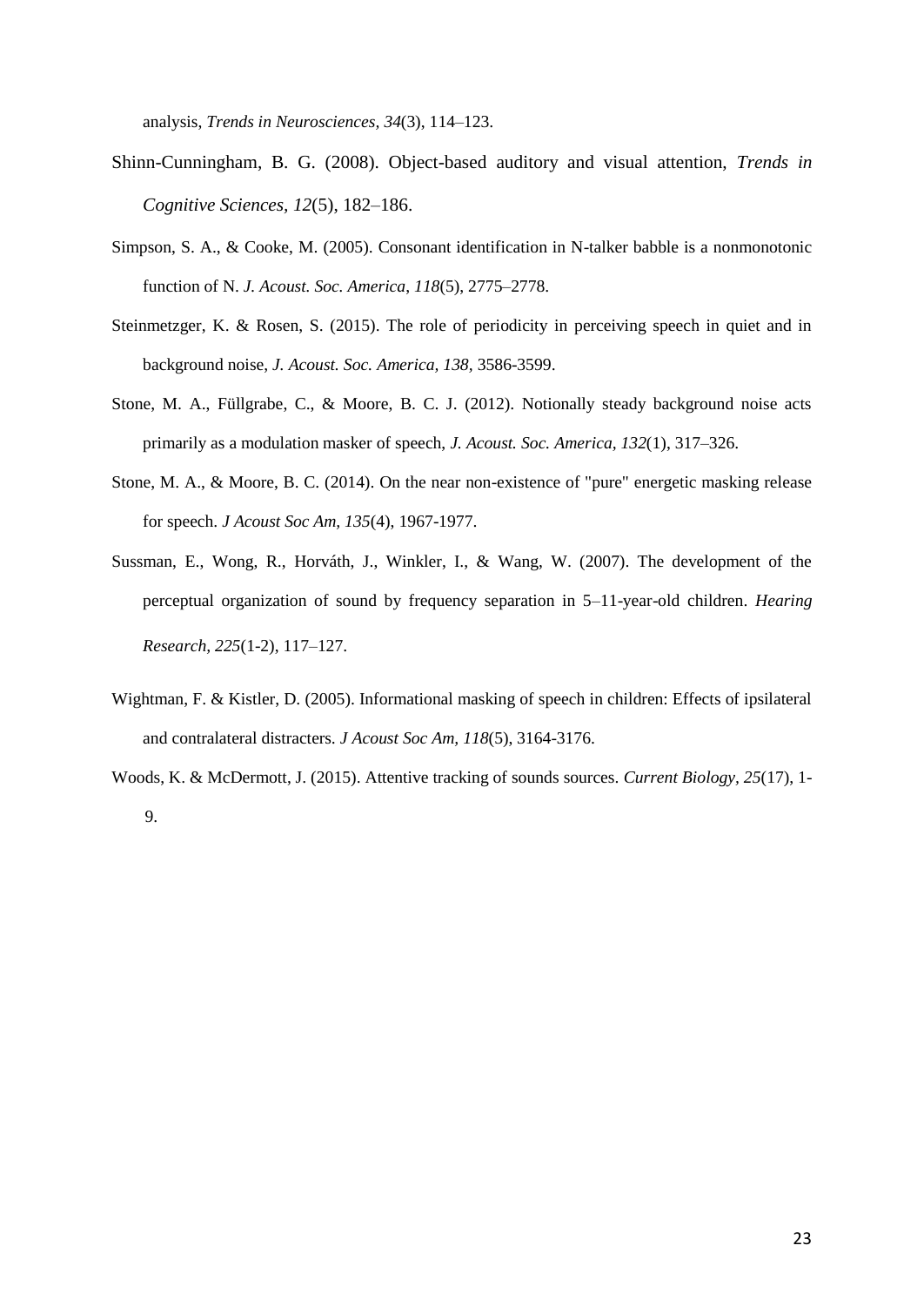analysis, *Trends in Neurosciences, 34*(3), 114–123.

Shinn-Cunningham, B. G. (2008). Object-based auditory and visual attention, *Trends in Cognitive Sciences, 12*(5), 182–186.

Simpson, S. A., & Cooke, M. (2005). Consonant identification in N-talker babble is a nonmonotonic function of N. *J. Acoust. Soc. America, 118*(5), 2775–2778.

Steinmetzger, K. & Rosen, S. (2015). The role of periodicity in perceiving speech in quiet and in background noise, *J. Acoust. Soc. America, 138*, 3586-3599.

Stone, M. A., Füllgrabe, C., & Moore, B. C. J. (2012). Notionally steady background noise acts primarily as a modulation masker of speech, *J. Acoust. Soc. America, 132*(1), 317–326.

Stone, M. A., & Moore, B. C. (2014). On the near non-existence of "pure" energetic masking release for speech. *J Acoust Soc Am, 135*(4), 1967-1977.

Sussman, E., Wong, R., Horváth, J., Winkler, I., & Wang, W. (2007). The development of the perceptual organization of sound by frequency separation in 5–11-year-old children. *Hearing Research, 225*(1-2), 117–127.

Wightman, F. & Kistler, D. (2005). Informational masking of speech in children: Effects of ipsilateral and contralateral distracters. *J Acoust Soc Am, 118*(5), 3164-3176.

Woods, K. & McDermott, J. (2015). Attentive tracking of sounds sources. *Current Biology, 25*(17), 1-9.